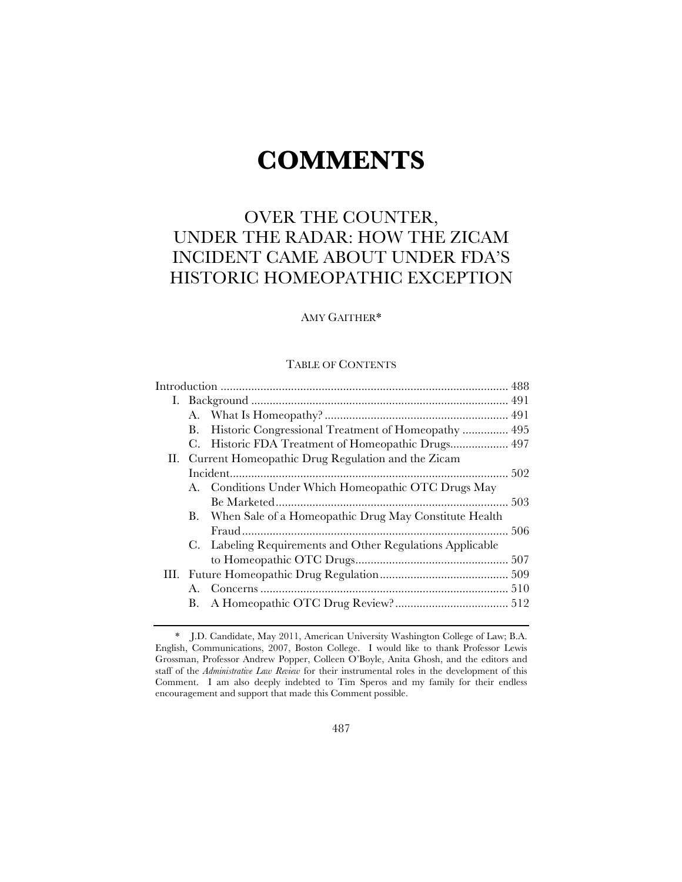# COMMENTS

## OVER THE COUNTER, UNDER THE RADAR: HOW THE ZICAM INCIDENT CAME ABOUT UNDER FDA'S HISTORIC HOMEOPATHIC EXCEPTION

AMY GAITHER*

TABLE OF CONTENTS

Introduction ............................................................................................ 488
- I. Background .................................................................................... 491
  - A. What Is Homeopathy? ............................................................ 491
  - B. Historic Congressional Treatment of Homeopathy ............... 495
  - C. Historic FDA Treatment of Homeopathic Drugs ................... 497
- II. Current Homeopathic Drug Regulation and the Zicam Incident ........................................................................................... 502
  - A. Conditions Under Which Homeopathic OTC Drugs May Be Marketed ............................................................................ 503
  - B. When Sale of a Homeopathic Drug May Constitute Health Fraud ....................................................................................... 506
  - C. Labeling Requirements and Other Regulations Applicable to Homeopathic OTC Drugs .................................................. 507
- III. Future Homeopathic Drug Regulation .......................................... 509
  - A. Concerns ................................................................................. 510
  - B. A Homeopathic OTC Drug Review? ..................................... 512

---

\* J.D. Candidate, May 2011, American University Washington College of Law; B.A. English, Communications, 2007, Boston College. I would like to thank Professor Lewis Grossman, Professor Andrew Popper, Colleen O'Boyle, Anita Ghosh, and the editors and staff of the *Administrative Law Review* for their instrumental roles in the development of this Comment. I am also deeply indebted to Tim Speros and my family for their endless encouragement and support that made this Comment possible.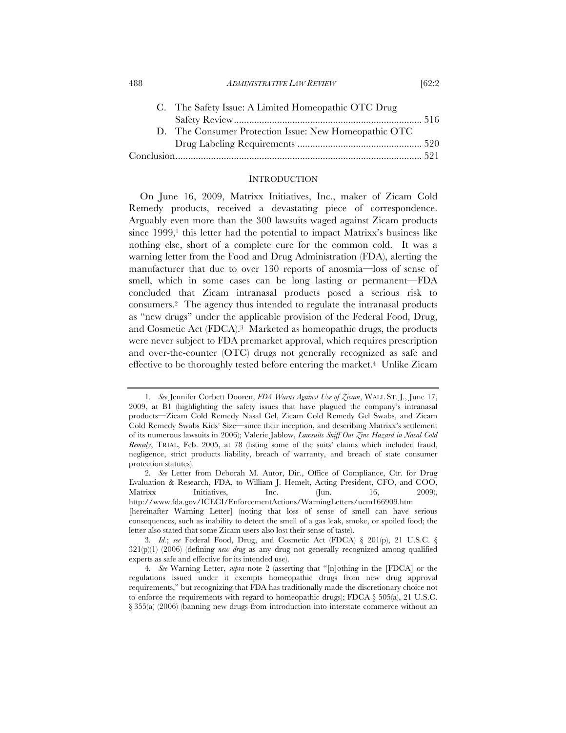C. The Safety Issue: A Limited Homeopathic OTC Drug Safety Review ........................................................................ 516

D. The Consumer Protection Issue: New Homeopathic OTC Drug Labeling Requirements ................................................ 520

Conclusion ................................................................................................ 521

## INTRODUCTION

On June 16, 2009, Matrixx Initiatives, Inc., maker of Zicam Cold Remedy products, received a devastating piece of correspondence. Arguably even more than the 300 lawsuits waged against Zicam products since 1999,[1] this letter had the potential to impact Matrixx's business like nothing else, short of a complete cure for the common cold. It was a warning letter from the Food and Drug Administration (FDA), alerting the manufacturer that due to over 130 reports of anosmia—loss of sense of smell, which in some cases can be long lasting or permanent—FDA concluded that Zicam intranasal products posed a serious risk to consumers.[2] The agency thus intended to regulate the intranasal products as "new drugs" under the applicable provision of the Federal Food, Drug, and Cosmetic Act (FDCA).[3] Marketed as homeopathic drugs, the products were never subject to FDA premarket approval, which requires prescription and over-the-counter (OTC) drugs not generally recognized as safe and effective to be thoroughly tested before entering the market.[4] Unlike Zicam

---

1. *See* Jennifer Corbett Dooren, *FDA Warns Against Use of Zicam*, WALL ST. J., June 17, 2009, at B1 (highlighting the safety issues that have plagued the company's intranasal products—Zicam Cold Remedy Nasal Gel, Zicam Cold Remedy Gel Swabs, and Zicam Cold Remedy Swabs Kids' Size—since their inception, and describing Matrixx's settlement of its numerous lawsuits in 2006); Valerie Jablow, *Lawsuits Sniff Out Zinc Hazard in Nasal Cold Remedy*, TRIAL, Feb. 2005, at 78 (listing some of the suits' claims which included fraud, negligence, strict products liability, breach of warranty, and breach of state consumer protection statutes).

2. *See* Letter from Deborah M. Autor, Dir., Office of Compliance, Ctr. for Drug Evaluation & Research, FDA, to William J. Hemelt, Acting President, CFO, and COO, Matrixx Initiatives, Inc. (Jun. 16, 2009), http://www.fda.gov/ICECI/EnforcementActions/WarningLetters/ucm166909.htm [hereinafter Warning Letter] (noting that loss of sense of smell can have serious consequences, such as inability to detect the smell of a gas leak, smoke, or spoiled food; the letter also stated that some Zicam users also lost their sense of taste).

3. *Id.*; *see* Federal Food, Drug, and Cosmetic Act (FDCA) § 201(p), 21 U.S.C. § 321(p)(1) (2006) (defining *new drug* as any drug not generally recognized among qualified experts as safe and effective for its intended use).

4. *See* Warning Letter, *supra* note 2 (asserting that "[n]othing in the [FDCA] or the regulations issued under it exempts homeopathic drugs from new drug approval requirements," but recognizing that FDA has traditionally made the discretionary choice not to enforce the requirements with regard to homeopathic drugs); FDCA § 505(a), 21 U.S.C. § 355(a) (2006) (banning new drugs from introduction into interstate commerce without an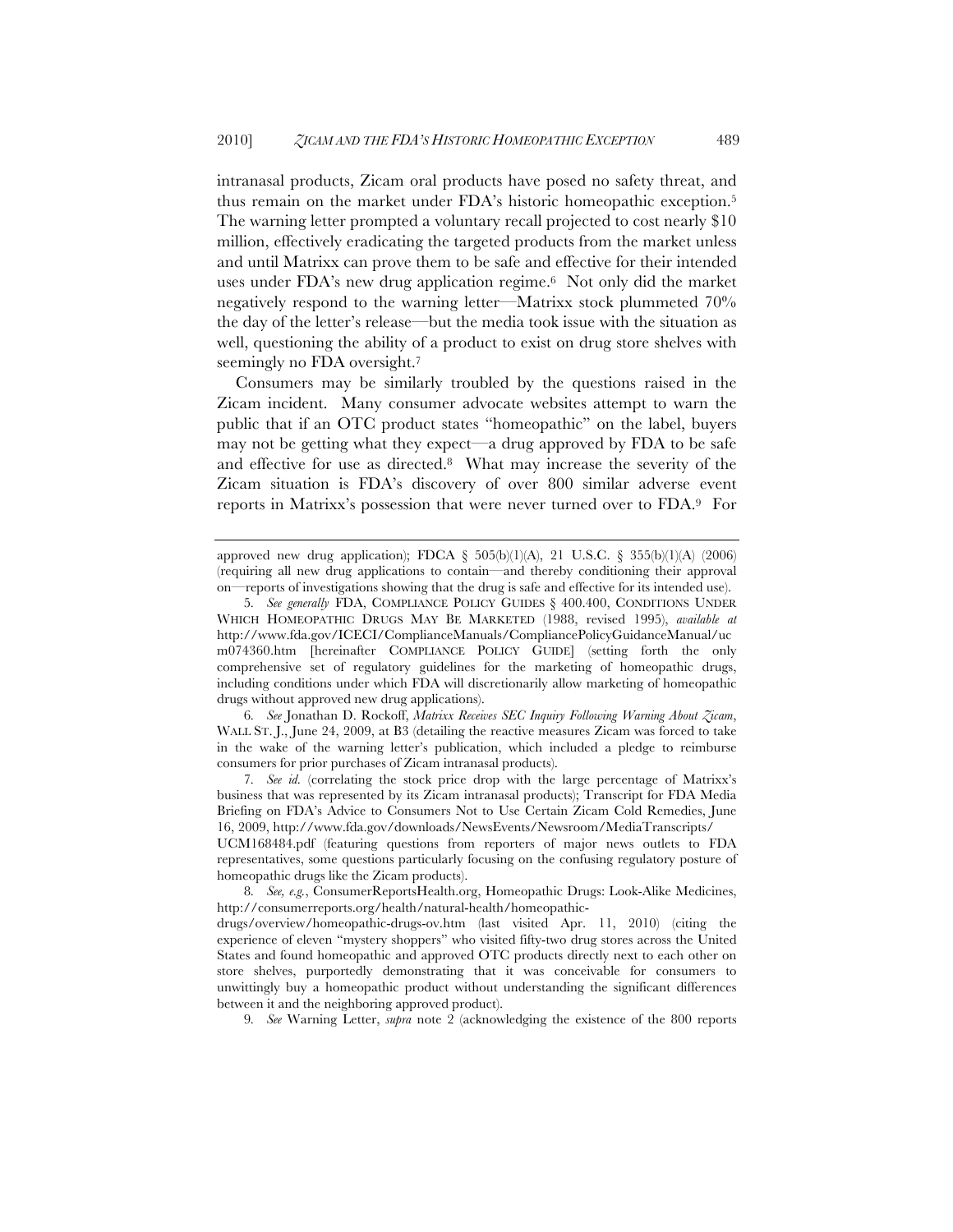intranasal products, Zicam oral products have posed no safety threat, and thus remain on the market under FDA's historic homeopathic exception.[5] The warning letter prompted a voluntary recall projected to cost nearly $10 million, effectively eradicating the targeted products from the market unless and until Matrixx can prove them to be safe and effective for their intended uses under FDA's new drug application regime.[6] Not only did the market negatively respond to the warning letter—Matrixx stock plummeted 70% the day of the letter's release—but the media took issue with the situation as well, questioning the ability of a product to exist on drug store shelves with seemingly no FDA oversight.[7]

Consumers may be similarly troubled by the questions raised in the Zicam incident. Many consumer advocate websites attempt to warn the public that if an OTC product states "homeopathic" on the label, buyers may not be getting what they expect—a drug approved by FDA to be safe and effective for use as directed.[8] What may increase the severity of the Zicam situation is FDA's discovery of over 800 similar adverse event reports in Matrixx's possession that were never turned over to FDA.[9] For

---

approved new drug application); FDCA § 505(b)(1)(A), 21 U.S.C. § 355(b)(1)(A) (2006) (requiring all new drug applications to contain—and thereby conditioning their approval on—reports of investigations showing that the drug is safe and effective for its intended use).

5. *See generally* FDA, COMPLIANCE POLICY GUIDES § 400.400, CONDITIONS UNDER WHICH HOMEOPATHIC DRUGS MAY BE MARKETED (1988, revised 1995), *available at* http://www.fda.gov/ICECI/ComplianceManuals/CompliancePolicyGuidanceManual/ucm074360.htm [hereinafter COMPLIANCE POLICY GUIDE] (setting forth the only comprehensive set of regulatory guidelines for the marketing of homeopathic drugs, including conditions under which FDA will discretionarily allow marketing of homeopathic drugs without approved new drug applications).

6. *See* Jonathan D. Rockoff, *Matrixx Receives SEC Inquiry Following Warning About Zicam*, WALL ST. J., June 24, 2009, at B3 (detailing the reactive measures Zicam was forced to take in the wake of the warning letter's publication, which included a pledge to reimburse consumers for prior purchases of Zicam intranasal products).

7. *See id.* (correlating the stock price drop with the large percentage of Matrixx's business that was represented by its Zicam intranasal products); Transcript for FDA Media Briefing on FDA's Advice to Consumers Not to Use Certain Zicam Cold Remedies, June 16, 2009, http://www.fda.gov/downloads/NewsEvents/Newsroom/MediaTranscripts/UCM168484.pdf (featuring questions from reporters of major news outlets to FDA representatives, some questions particularly focusing on the confusing regulatory posture of homeopathic drugs like the Zicam products).

8. *See, e.g.*, ConsumerReportsHealth.org, Homeopathic Drugs: Look-Alike Medicines, http://consumerreports.org/health/natural-health/homeopathic-drugs/overview/homeopathic-drugs-ov.htm (last visited Apr. 11, 2010) (citing the experience of eleven "mystery shoppers" who visited fifty-two drug stores across the United States and found homeopathic and approved OTC products directly next to each other on store shelves, purportedly demonstrating that it was conceivable for consumers to unwittingly buy a homeopathic product without understanding the significant differences between it and the neighboring approved product).

9. *See* Warning Letter, *supra* note 2 (acknowledging the existence of the 800 reports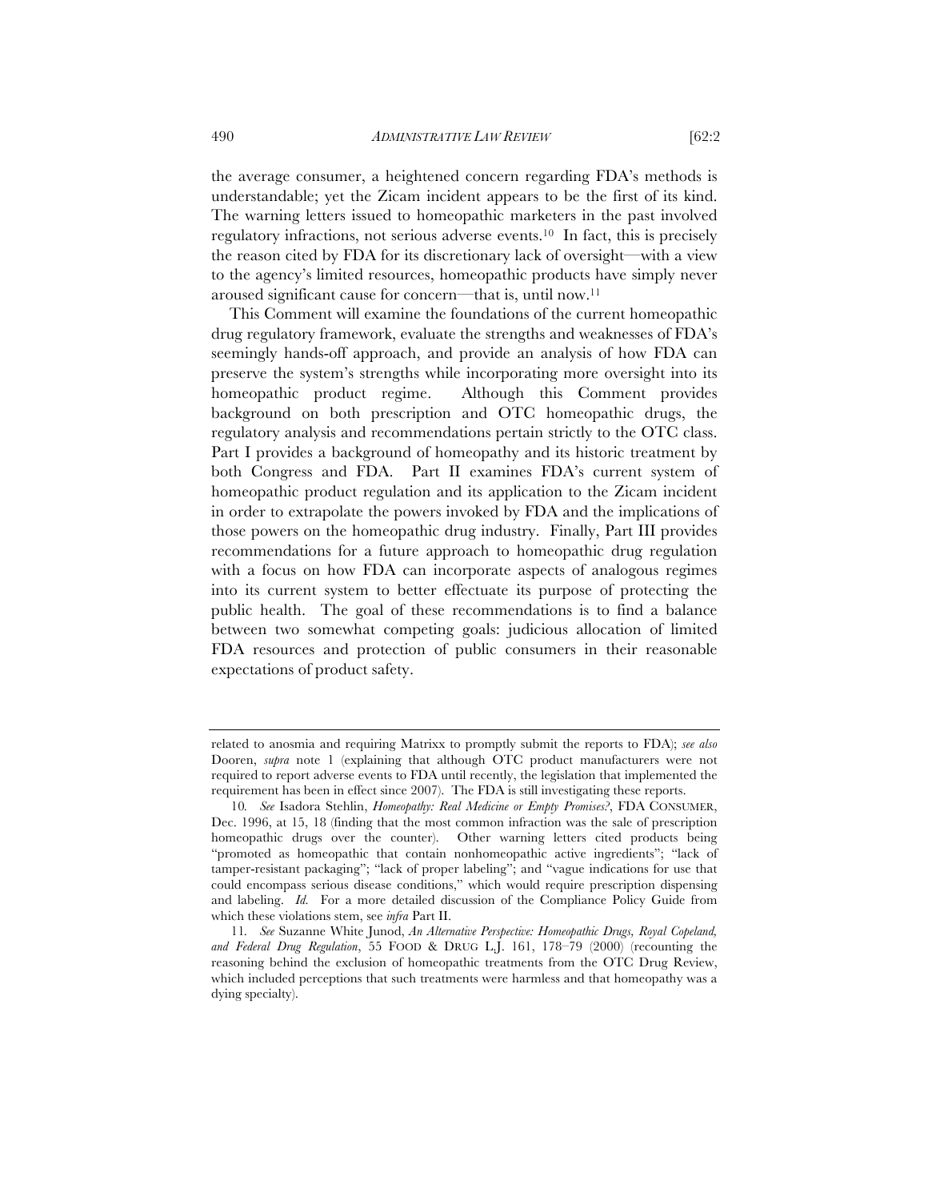the average consumer, a heightened concern regarding FDA's methods is understandable; yet the Zicam incident appears to be the first of its kind. The warning letters issued to homeopathic marketers in the past involved regulatory infractions, not serious adverse events.[10] In fact, this is precisely the reason cited by FDA for its discretionary lack of oversight—with a view to the agency's limited resources, homeopathic products have simply never aroused significant cause for concern—that is, until now.[11]

This Comment will examine the foundations of the current homeopathic drug regulatory framework, evaluate the strengths and weaknesses of FDA's seemingly hands-off approach, and provide an analysis of how FDA can preserve the system's strengths while incorporating more oversight into its homeopathic product regime. Although this Comment provides background on both prescription and OTC homeopathic drugs, the regulatory analysis and recommendations pertain strictly to the OTC class. Part I provides a background of homeopathy and its historic treatment by both Congress and FDA. Part II examines FDA's current system of homeopathic product regulation and its application to the Zicam incident in order to extrapolate the powers invoked by FDA and the implications of those powers on the homeopathic drug industry. Finally, Part III provides recommendations for a future approach to homeopathic drug regulation with a focus on how FDA can incorporate aspects of analogous regimes into its current system to better effectuate its purpose of protecting the public health. The goal of these recommendations is to find a balance between two somewhat competing goals: judicious allocation of limited FDA resources and protection of public consumers in their reasonable expectations of product safety.

---

related to anosmia and requiring Matrixx to promptly submit the reports to FDA); *see also* Dooren, *supra* note 1 (explaining that although OTC product manufacturers were not required to report adverse events to FDA until recently, the legislation that implemented the requirement has been in effect since 2007). The FDA is still investigating these reports.

10. *See* Isadora Stehlin, *Homeopathy: Real Medicine or Empty Promises?*, FDA CONSUMER, Dec. 1996, at 15, 18 (finding that the most common infraction was the sale of prescription homeopathic drugs over the counter). Other warning letters cited products being "promoted as homeopathic that contain nonhomeopathic active ingredients"; "lack of tamper-resistant packaging"; "lack of proper labeling"; and "vague indications for use that could encompass serious disease conditions," which would require prescription dispensing and labeling. *Id.* For a more detailed discussion of the Compliance Policy Guide from which these violations stem, see *infra* Part II.

11. *See* Suzanne White Junod, *An Alternative Perspective: Homeopathic Drugs, Royal Copeland, and Federal Drug Regulation*, 55 FOOD & DRUG L.J. 161, 178–79 (2000) (recounting the reasoning behind the exclusion of homeopathic treatments from the OTC Drug Review, which included perceptions that such treatments were harmless and that homeopathy was a dying specialty).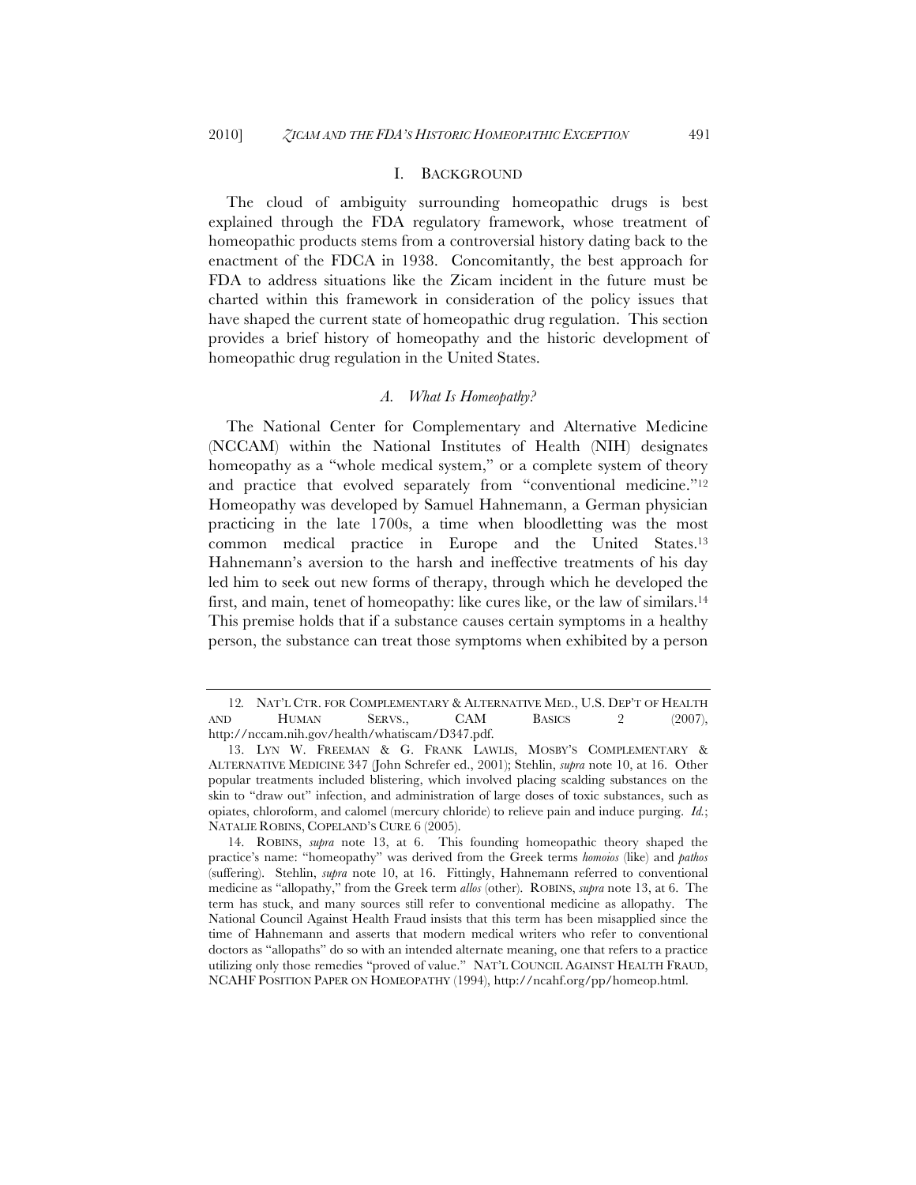## I. BACKGROUND

The cloud of ambiguity surrounding homeopathic drugs is best explained through the FDA regulatory framework, whose treatment of homeopathic products stems from a controversial history dating back to the enactment of the FDCA in 1938. Concomitantly, the best approach for FDA to address situations like the Zicam incident in the future must be charted within this framework in consideration of the policy issues that have shaped the current state of homeopathic drug regulation. This section provides a brief history of homeopathy and the historic development of homeopathic drug regulation in the United States.

### *A. What Is Homeopathy?*

The National Center for Complementary and Alternative Medicine (NCCAM) within the National Institutes of Health (NIH) designates homeopathy as a "whole medical system," or a complete system of theory and practice that evolved separately from "conventional medicine."[12] Homeopathy was developed by Samuel Hahnemann, a German physician practicing in the late 1700s, a time when bloodletting was the most common medical practice in Europe and the United States.[13] Hahnemann's aversion to the harsh and ineffective treatments of his day led him to seek out new forms of therapy, through which he developed the first, and main, tenet of homeopathy: like cures like, or the law of similars.[14] This premise holds that if a substance causes certain symptoms in a healthy person, the substance can treat those symptoms when exhibited by a person

---

12. NAT'L CTR. FOR COMPLEMENTARY & ALTERNATIVE MED., U.S. DEP'T OF HEALTH AND HUMAN SERVS., CAM BASICS 2 (2007), http://nccam.nih.gov/health/whatiscam/D347.pdf.

13. LYN W. FREEMAN & G. FRANK LAWLIS, MOSBY'S COMPLEMENTARY & ALTERNATIVE MEDICINE 347 (John Schrefer ed., 2001); Stehlin, *supra* note 10, at 16. Other popular treatments included blistering, which involved placing scalding substances on the skin to "draw out" infection, and administration of large doses of toxic substances, such as opiates, chloroform, and calomel (mercury chloride) to relieve pain and induce purging. *Id.*; NATALIE ROBINS, COPELAND'S CURE 6 (2005).

14. ROBINS, *supra* note 13, at 6. This founding homeopathic theory shaped the practice's name: "homeopathy" was derived from the Greek terms *homoios* (like) and *pathos* (suffering). Stehlin, *supra* note 10, at 16. Fittingly, Hahnemann referred to conventional medicine as "allopathy," from the Greek term *allos* (other). ROBINS, *supra* note 13, at 6. The term has stuck, and many sources still refer to conventional medicine as allopathy. The National Council Against Health Fraud insists that this term has been misapplied since the time of Hahnemann and asserts that modern medical writers who refer to conventional doctors as "allopaths" do so with an intended alternate meaning, one that refers to a practice utilizing only those remedies "proved of value." NAT'L COUNCIL AGAINST HEALTH FRAUD, NCAHF POSITION PAPER ON HOMEOPATHY (1994), http://ncahf.org/pp/homeop.html.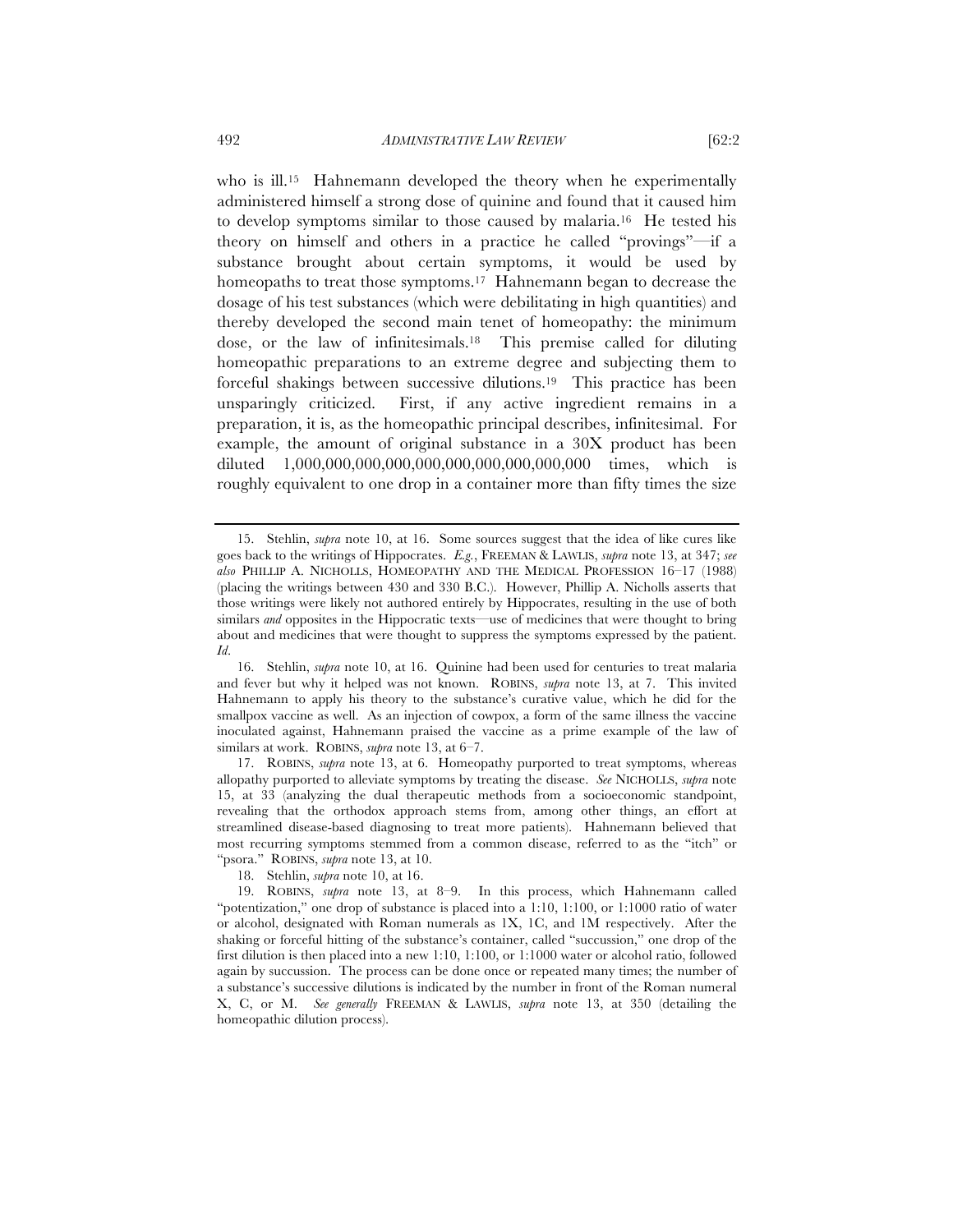who is ill.[15] Hahnemann developed the theory when he experimentally administered himself a strong dose of quinine and found that it caused him to develop symptoms similar to those caused by malaria.[16] He tested his theory on himself and others in a practice he called "provings"—if a substance brought about certain symptoms, it would be used by homeopaths to treat those symptoms.[17] Hahnemann began to decrease the dosage of his test substances (which were debilitating in high quantities) and thereby developed the second main tenet of homeopathy: the minimum dose, or the law of infinitesimals.[18] This premise called for diluting homeopathic preparations to an extreme degree and subjecting them to forceful shakings between successive dilutions.[19] This practice has been unsparingly criticized. First, if any active ingredient remains in a preparation, it is, as the homeopathic principal describes, infinitesimal. For example, the amount of original substance in a 30X product has been diluted 1,000,000,000,000,000,000,000,000,000,000 times, which is roughly equivalent to one drop in a container more than fifty times the size

---

15. Stehlin, *supra* note 10, at 16. Some sources suggest that the idea of like cures like goes back to the writings of Hippocrates. *E.g.*, FREEMAN & LAWLIS, *supra* note 13, at 347; *see also* PHILLIP A. NICHOLLS, HOMEOPATHY AND THE MEDICAL PROFESSION 16–17 (1988) (placing the writings between 430 and 330 B.C.). However, Phillip A. Nicholls asserts that those writings were likely not authored entirely by Hippocrates, resulting in the use of both similars *and* opposites in the Hippocratic texts—use of medicines that were thought to bring about and medicines that were thought to suppress the symptoms expressed by the patient. *Id.*

16. Stehlin, *supra* note 10, at 16. Quinine had been used for centuries to treat malaria and fever but why it helped was not known. ROBINS, *supra* note 13, at 7. This invited Hahnemann to apply his theory to the substance's curative value, which he did for the smallpox vaccine as well. As an injection of cowpox, a form of the same illness the vaccine inoculated against, Hahnemann praised the vaccine as a prime example of the law of similars at work. ROBINS, *supra* note 13, at 6–7.

17. ROBINS, *supra* note 13, at 6. Homeopathy purported to treat symptoms, whereas allopathy purported to alleviate symptoms by treating the disease. *See* NICHOLLS, *supra* note 15, at 33 (analyzing the dual therapeutic methods from a socioeconomic standpoint, revealing that the orthodox approach stems from, among other things, an effort at streamlined disease-based diagnosing to treat more patients). Hahnemann believed that most recurring symptoms stemmed from a common disease, referred to as the "itch" or "psora." ROBINS, *supra* note 13, at 10.

18. Stehlin, *supra* note 10, at 16.

19. ROBINS, *supra* note 13, at 8–9. In this process, which Hahnemann called "potentization," one drop of substance is placed into a 1:10, 1:100, or 1:1000 ratio of water or alcohol, designated with Roman numerals as 1X, 1C, and 1M respectively. After the shaking or forceful hitting of the substance's container, called "succussion," one drop of the first dilution is then placed into a new 1:10, 1:100, or 1:1000 water or alcohol ratio, followed again by succussion. The process can be done once or repeated many times; the number of a substance's successive dilutions is indicated by the number in front of the Roman numeral X, C, or M. *See generally* FREEMAN & LAWLIS, *supra* note 13, at 350 (detailing the homeopathic dilution process).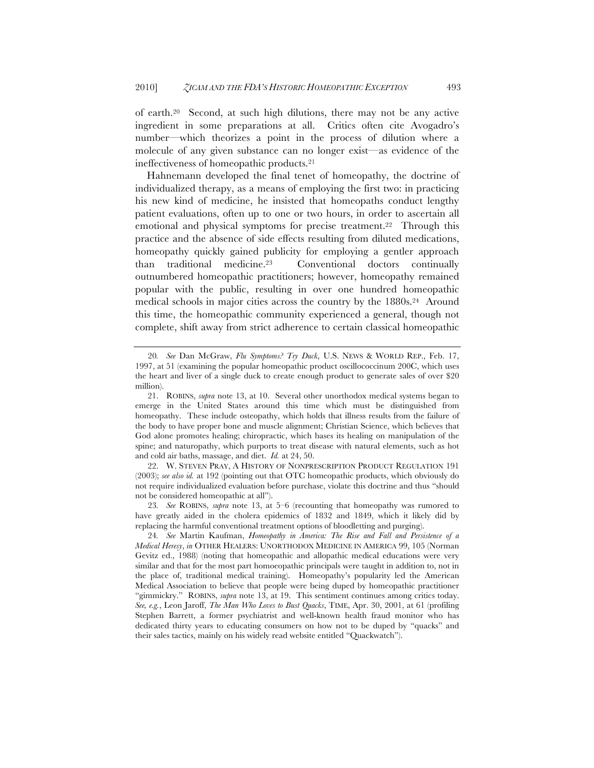of earth.[20] Second, at such high dilutions, there may not be any active ingredient in some preparations at all. Critics often cite Avogadro's number—which theorizes a point in the process of dilution where a molecule of any given substance can no longer exist—as evidence of the ineffectiveness of homeopathic products.[21]

Hahnemann developed the final tenet of homeopathy, the doctrine of individualized therapy, as a means of employing the first two: in practicing his new kind of medicine, he insisted that homeopaths conduct lengthy patient evaluations, often up to one or two hours, in order to ascertain all emotional and physical symptoms for precise treatment.[22] Through this practice and the absence of side effects resulting from diluted medications, homeopathy quickly gained publicity for employing a gentler approach than traditional medicine.[23] Conventional doctors continually outnumbered homeopathic practitioners; however, homeopathy remained popular with the public, resulting in over one hundred homeopathic medical schools in major cities across the country by the 1880s.[24] Around this time, the homeopathic community experienced a general, though not complete, shift away from strict adherence to certain classical homeopathic

---

20. *See* Dan McGraw, *Flu Symptoms? Try Duck*, U.S. NEWS & WORLD REP., Feb. 17, 1997, at 51 (examining the popular homeopathic product oscillococcinum 200C, which uses the heart and liver of a single duck to create enough product to generate sales of over $20 million).

21. ROBINS, *supra* note 13, at 10. Several other unorthodox medical systems began to emerge in the United States around this time which must be distinguished from homeopathy. These include osteopathy, which holds that illness results from the failure of the body to have proper bone and muscle alignment; Christian Science, which believes that God alone promotes healing; chiropractic, which bases its healing on manipulation of the spine; and naturopathy, which purports to treat disease with natural elements, such as hot and cold air baths, massage, and diet. *Id.* at 24, 50.

22. W. STEVEN PRAY, A HISTORY OF NONPRESCRIPTION PRODUCT REGULATION 191 (2003); *see also id.* at 192 (pointing out that OTC homeopathic products, which obviously do not require individualized evaluation before purchase, violate this doctrine and thus "should not be considered homeopathic at all").

23. *See* ROBINS, *supra* note 13, at 5–6 (recounting that homeopathy was rumored to have greatly aided in the cholera epidemics of 1832 and 1849, which it likely did by replacing the harmful conventional treatment options of bloodletting and purging).

24. *See* Martin Kaufman, *Homeopathy in America: The Rise and Fall and Persistence of a Medical Heresy*, *in* OTHER HEALERS: UNORTHODOX MEDICINE IN AMERICA 99, 105 (Norman Gevitz ed., 1988) (noting that homeopathic and allopathic medical educations were very similar and that for the most part homoeopathic principals were taught in addition to, not in the place of, traditional medical training). Homeopathy's popularity led the American Medical Association to believe that people were being duped by homeopathic practitioner "gimmickry." ROBINS, *supra* note 13, at 19. This sentiment continues among critics today. *See, e.g.*, Leon Jaroff, *The Man Who Loves to Bust Quacks*, TIME, Apr. 30, 2001, at 61 (profiling Stephen Barrett, a former psychiatrist and well-known health fraud monitor who has dedicated thirty years to educating consumers on how not to be duped by "quacks" and their sales tactics, mainly on his widely read website entitled "Quackwatch").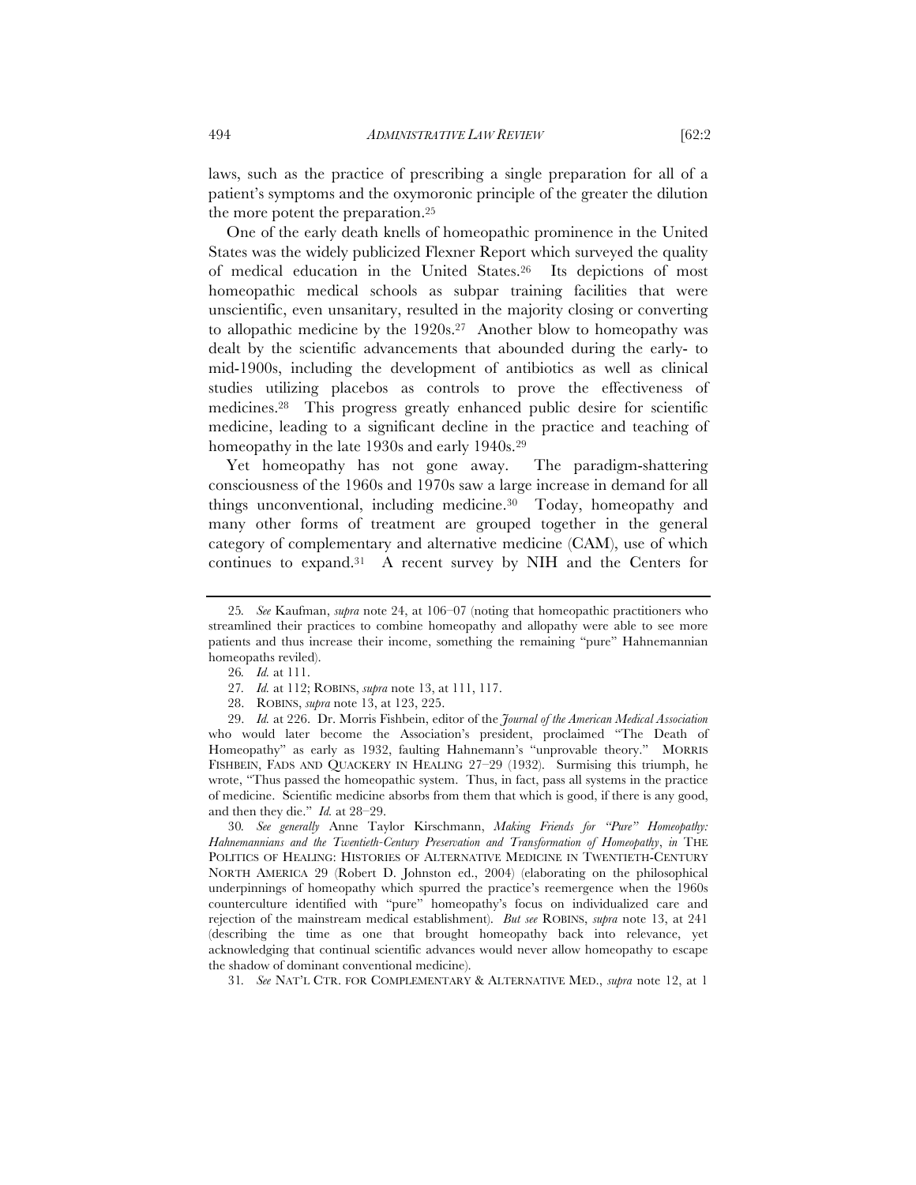laws, such as the practice of prescribing a single preparation for all of a patient's symptoms and the oxymoronic principle of the greater the dilution the more potent the preparation.[25]

One of the early death knells of homeopathic prominence in the United States was the widely publicized Flexner Report which surveyed the quality of medical education in the United States.[26] Its depictions of most homeopathic medical schools as subpar training facilities that were unscientific, even unsanitary, resulted in the majority closing or converting to allopathic medicine by the 1920s.[27] Another blow to homeopathy was dealt by the scientific advancements that abounded during the early- to mid-1900s, including the development of antibiotics as well as clinical studies utilizing placebos as controls to prove the effectiveness of medicines.[28] This progress greatly enhanced public desire for scientific medicine, leading to a significant decline in the practice and teaching of homeopathy in the late 1930s and early 1940s.[29]

Yet homeopathy has not gone away. The paradigm-shattering consciousness of the 1960s and 1970s saw a large increase in demand for all things unconventional, including medicine.[30] Today, homeopathy and many other forms of treatment are grouped together in the general category of complementary and alternative medicine (CAM), use of which continues to expand.[31] A recent survey by NIH and the Centers for

---

25. *See* Kaufman, *supra* note 24, at 106–07 (noting that homeopathic practitioners who streamlined their practices to combine homeopathy and allopathy were able to see more patients and thus increase their income, something the remaining "pure" Hahnemannian homeopaths reviled).

26. *Id.* at 111.

27. *Id.* at 112; ROBINS, *supra* note 13, at 111, 117.

28. ROBINS, *supra* note 13, at 123, 225.

29. *Id.* at 226. Dr. Morris Fishbein, editor of the *Journal of the American Medical Association* who would later become the Association's president, proclaimed "The Death of Homeopathy" as early as 1932, faulting Hahnemann's "unprovable theory." MORRIS FISHBEIN, FADS AND QUACKERY IN HEALING 27–29 (1932). Surmising this triumph, he wrote, "Thus passed the homeopathic system. Thus, in fact, pass all systems in the practice of medicine. Scientific medicine absorbs from them that which is good, if there is any good, and then they die." *Id.* at 28–29.

30. *See generally* Anne Taylor Kirschmann, *Making Friends for "Pure" Homeopathy: Hahnemannians and the Twentieth-Century Preservation and Transformation of Homeopathy*, *in* THE POLITICS OF HEALING: HISTORIES OF ALTERNATIVE MEDICINE IN TWENTIETH-CENTURY NORTH AMERICA 29 (Robert D. Johnston ed., 2004) (elaborating on the philosophical underpinnings of homeopathy which spurred the practice's reemergence when the 1960s counterculture identified with "pure" homeopathy's focus on individualized care and rejection of the mainstream medical establishment). *But see* ROBINS, *supra* note 13, at 241 (describing the time as one that brought homeopathy back into relevance, yet acknowledging that continual scientific advances would never allow homeopathy to escape the shadow of dominant conventional medicine).

31. *See* NAT'L CTR. FOR COMPLEMENTARY & ALTERNATIVE MED., *supra* note 12, at 1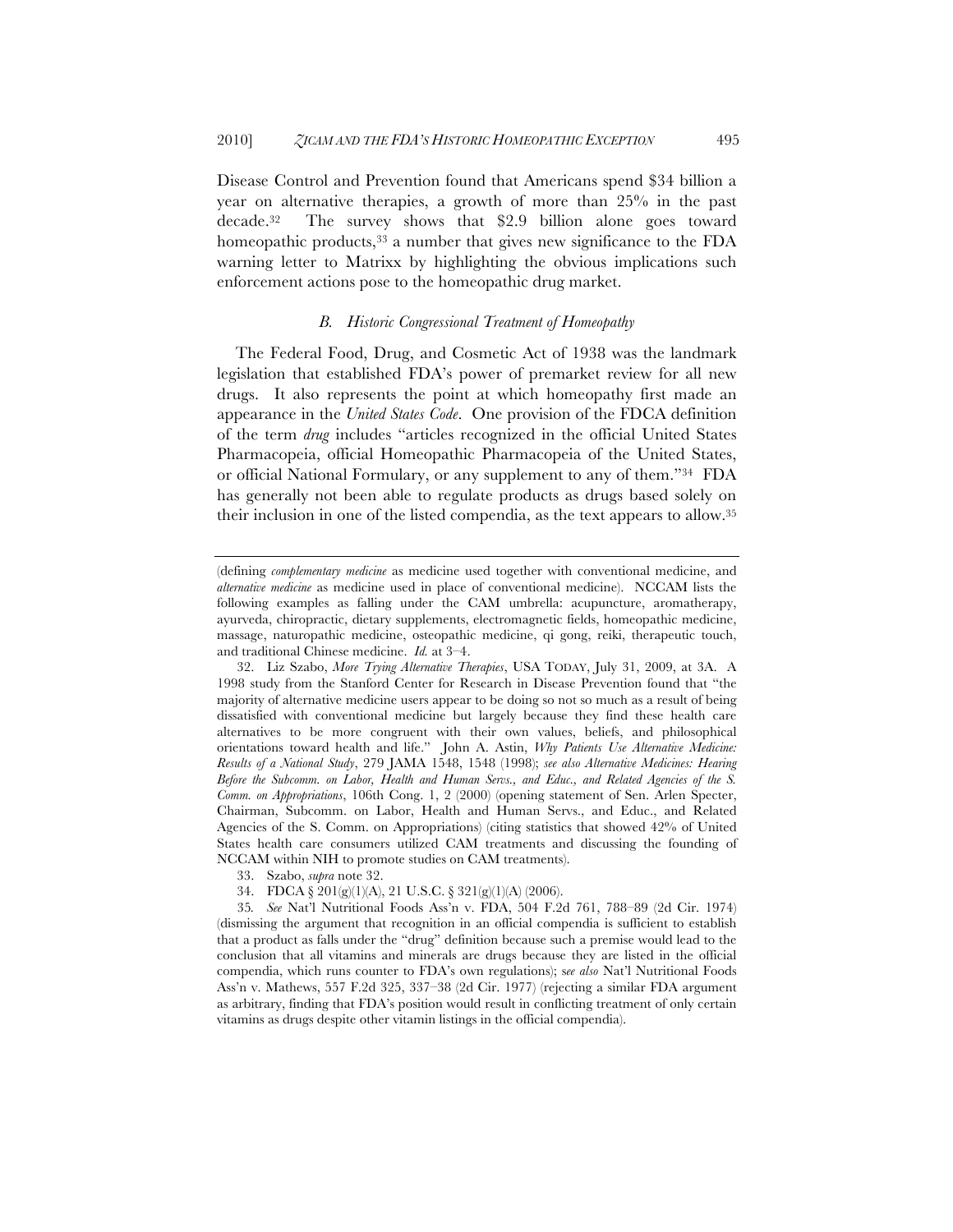Disease Control and Prevention found that Americans spend $34 billion a year on alternative therapies, a growth of more than 25% in the past decade.[32] The survey shows that $2.9 billion alone goes toward homeopathic products,[33] a number that gives new significance to the FDA warning letter to Matrixx by highlighting the obvious implications such enforcement actions pose to the homeopathic drug market.

### *B. Historic Congressional Treatment of Homeopathy*

The Federal Food, Drug, and Cosmetic Act of 1938 was the landmark legislation that established FDA's power of premarket review for all new drugs. It also represents the point at which homeopathy first made an appearance in the *United States Code*. One provision of the FDCA definition of the term *drug* includes "articles recognized in the official United States Pharmacopeia, official Homeopathic Pharmacopeia of the United States, or official National Formulary, or any supplement to any of them."[34] FDA has generally not been able to regulate products as drugs based solely on their inclusion in one of the listed compendia, as the text appears to allow.[35]

---

(defining *complementary medicine* as medicine used together with conventional medicine, and *alternative medicine* as medicine used in place of conventional medicine). NCCAM lists the following examples as falling under the CAM umbrella: acupuncture, aromatherapy, ayurveda, chiropractic, dietary supplements, electromagnetic fields, homeopathic medicine, massage, naturopathic medicine, osteopathic medicine, qi gong, reiki, therapeutic touch, and traditional Chinese medicine. *Id.* at 3–4.

32. Liz Szabo, *More Trying Alternative Therapies*, USA TODAY, July 31, 2009, at 3A. A 1998 study from the Stanford Center for Research in Disease Prevention found that "the majority of alternative medicine users appear to be doing so not so much as a result of being dissatisfied with conventional medicine but largely because they find these health care alternatives to be more congruent with their own values, beliefs, and philosophical orientations toward health and life." John A. Astin, *Why Patients Use Alternative Medicine: Results of a National Study*, 279 JAMA 1548, 1548 (1998); *see also Alternative Medicines: Hearing Before the Subcomm. on Labor, Health and Human Servs., and Educ., and Related Agencies of the S. Comm. on Appropriations*, 106th Cong. 1, 2 (2000) (opening statement of Sen. Arlen Specter, Chairman, Subcomm. on Labor, Health and Human Servs., and Educ., and Related Agencies of the S. Comm. on Appropriations) (citing statistics that showed 42% of United States health care consumers utilized CAM treatments and discussing the founding of NCCAM within NIH to promote studies on CAM treatments).

33. Szabo, *supra* note 32.

34. FDCA § 201(g)(1)(A), 21 U.S.C. § 321(g)(1)(A) (2006).

35. *See* Nat'l Nutritional Foods Ass'n v. FDA, 504 F.2d 761, 788–89 (2d Cir. 1974) (dismissing the argument that recognition in an official compendia is sufficient to establish that a product as falls under the "drug" definition because such a premise would lead to the conclusion that all vitamins and minerals are drugs because they are listed in the official compendia, which runs counter to FDA's own regulations); *see also* Nat'l Nutritional Foods Ass'n v. Mathews, 557 F.2d 325, 337–38 (2d Cir. 1977) (rejecting a similar FDA argument as arbitrary, finding that FDA's position would result in conflicting treatment of only certain vitamins as drugs despite other vitamin listings in the official compendia).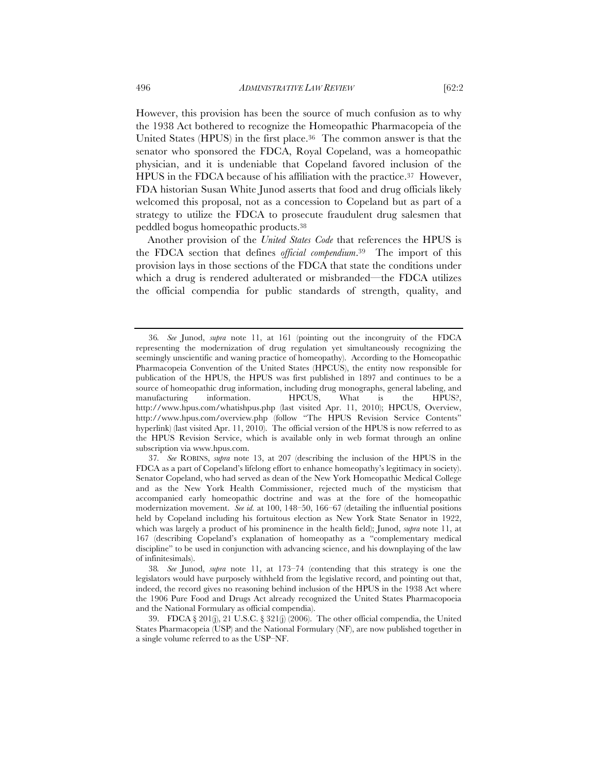However, this provision has been the source of much confusion as to why the 1938 Act bothered to recognize the Homeopathic Pharmacopeia of the United States (HPUS) in the first place.[36] The common answer is that the senator who sponsored the FDCA, Royal Copeland, was a homeopathic physician, and it is undeniable that Copeland favored inclusion of the HPUS in the FDCA because of his affiliation with the practice.[37] However, FDA historian Susan White Junod asserts that food and drug officials likely welcomed this proposal, not as a concession to Copeland but as part of a strategy to utilize the FDCA to prosecute fraudulent drug salesmen that peddled bogus homeopathic products.[38]

Another provision of the *United States Code* that references the HPUS is the FDCA section that defines *official compendium*.[39] The import of this provision lays in those sections of the FDCA that state the conditions under which a drug is rendered adulterated or misbranded—the FDCA utilizes the official compendia for public standards of strength, quality, and

---

36. *See* Junod, *supra* note 11, at 161 (pointing out the incongruity of the FDCA representing the modernization of drug regulation yet simultaneously recognizing the seemingly unscientific and waning practice of homeopathy). According to the Homeopathic Pharmacopeia Convention of the United States (HPCUS), the entity now responsible for publication of the HPUS, the HPUS was first published in 1897 and continues to be a source of homeopathic drug information, including drug monographs, general labeling, and manufacturing information. HPCUS, What is the HPUS?, http://www.hpus.com/whatishpus.php (last visited Apr. 11, 2010); HPCUS, Overview, http://www.hpus.com/overview.php (follow "The HPUS Revision Service Contents" hyperlink) (last visited Apr. 11, 2010). The official version of the HPUS is now referred to as the HPUS Revision Service, which is available only in web format through an online subscription via www.hpus.com.

37. *See* ROBINS, *supra* note 13, at 207 (describing the inclusion of the HPUS in the FDCA as a part of Copeland's lifelong effort to enhance homeopathy's legitimacy in society). Senator Copeland, who had served as dean of the New York Homeopathic Medical College and as the New York Health Commissioner, rejected much of the mysticism that accompanied early homeopathic doctrine and was at the fore of the homeopathic modernization movement. *See id.* at 100, 148–50, 166–67 (detailing the influential positions held by Copeland including his fortuitous election as New York State Senator in 1922, which was largely a product of his prominence in the health field); Junod, *supra* note 11, at 167 (describing Copeland's explanation of homeopathy as a "complementary medical discipline" to be used in conjunction with advancing science, and his downplaying of the law of infinitesimals).

38. *See* Junod, *supra* note 11, at 173–74 (contending that this strategy is one the legislators would have purposely withheld from the legislative record, and pointing out that, indeed, the record gives no reasoning behind inclusion of the HPUS in the 1938 Act where the 1906 Pure Food and Drugs Act already recognized the United States Pharmacopoeia and the National Formulary as official compendia).

39. FDCA § 201(j), 21 U.S.C. § 321(j) (2006). The other official compendia, the United States Pharmacopeia (USP) and the National Formulary (NF), are now published together in a single volume referred to as the USP–NF.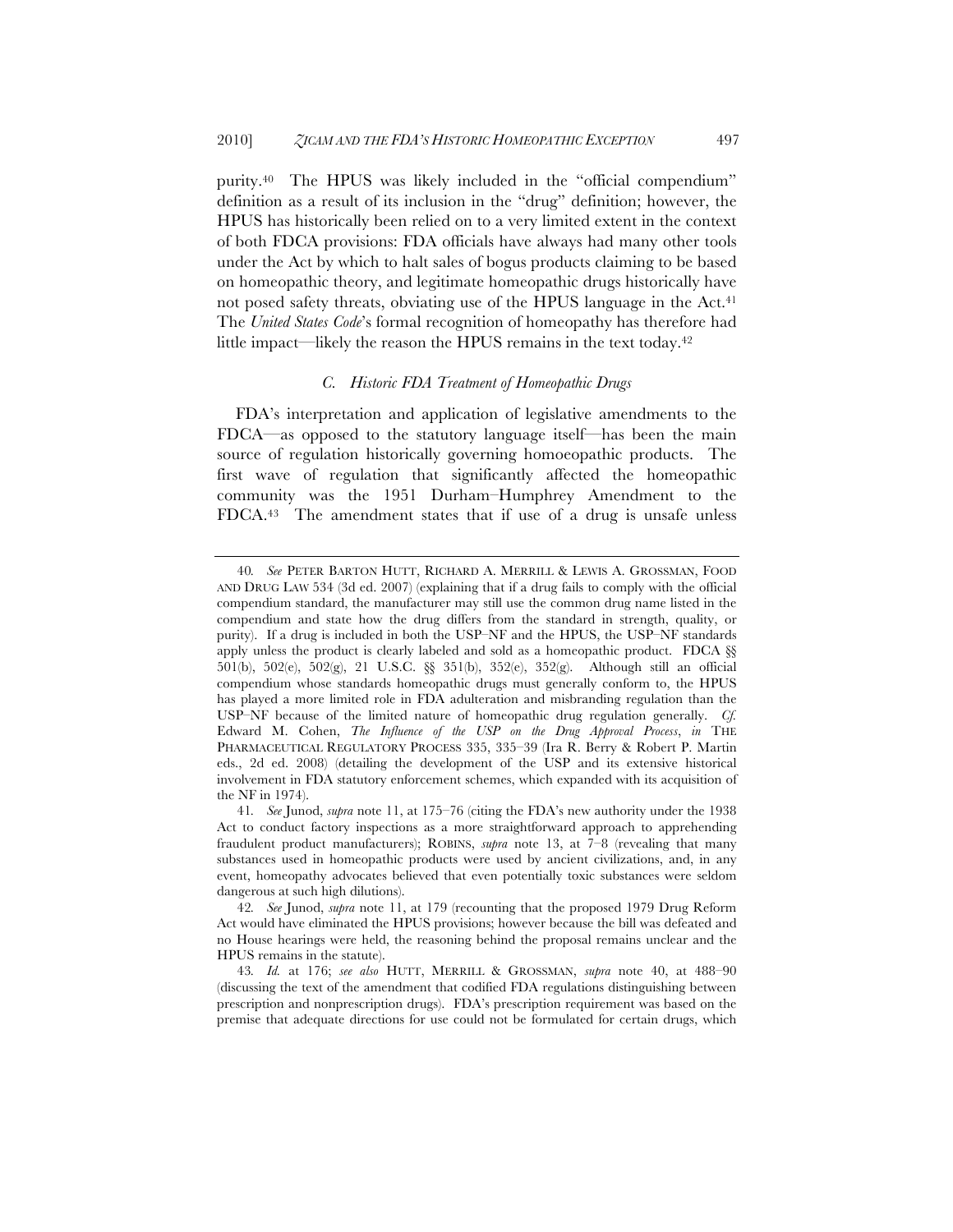purity.[40] The HPUS was likely included in the "official compendium" definition as a result of its inclusion in the "drug" definition; however, the HPUS has historically been relied on to a very limited extent in the context of both FDCA provisions: FDA officials have always had many other tools under the Act by which to halt sales of bogus products claiming to be based on homeopathic theory, and legitimate homeopathic drugs historically have not posed safety threats, obviating use of the HPUS language in the Act.[41] The *United States Code*'s formal recognition of homeopathy has therefore had little impact—likely the reason the HPUS remains in the text today.[42]

### *C. Historic FDA Treatment of Homeopathic Drugs*

FDA's interpretation and application of legislative amendments to the FDCA—as opposed to the statutory language itself—has been the main source of regulation historically governing homoeopathic products. The first wave of regulation that significantly affected the homeopathic community was the 1951 Durham–Humphrey Amendment to the FDCA.[43] The amendment states that if use of a drug is unsafe unless

---

40. *See* PETER BARTON HUTT, RICHARD A. MERRILL & LEWIS A. GROSSMAN, FOOD AND DRUG LAW 534 (3d ed. 2007) (explaining that if a drug fails to comply with the official compendium standard, the manufacturer may still use the common drug name listed in the compendium and state how the drug differs from the standard in strength, quality, or purity). If a drug is included in both the USP–NF and the HPUS, the USP–NF standards apply unless the product is clearly labeled and sold as a homeopathic product. FDCA §§ 501(b), 502(e), 502(g), 21 U.S.C. §§ 351(b), 352(e), 352(g). Although still an official compendium whose standards homeopathic drugs must generally conform to, the HPUS has played a more limited role in FDA adulteration and misbranding regulation than the USP–NF because of the limited nature of homeopathic drug regulation generally. *Cf.* Edward M. Cohen, *The Influence of the USP on the Drug Approval Process*, *in* THE PHARMACEUTICAL REGULATORY PROCESS 335, 335–39 (Ira R. Berry & Robert P. Martin eds., 2d ed. 2008) (detailing the development of the USP and its extensive historical involvement in FDA statutory enforcement schemes, which expanded with its acquisition of the NF in 1974).

41. *See* Junod, *supra* note 11, at 175–76 (citing the FDA's new authority under the 1938 Act to conduct factory inspections as a more straightforward approach to apprehending fraudulent product manufacturers); ROBINS, *supra* note 13, at 7–8 (revealing that many substances used in homeopathic products were used by ancient civilizations, and, in any event, homeopathy advocates believed that even potentially toxic substances were seldom dangerous at such high dilutions).

42. *See* Junod, *supra* note 11, at 179 (recounting that the proposed 1979 Drug Reform Act would have eliminated the HPUS provisions; however because the bill was defeated and no House hearings were held, the reasoning behind the proposal remains unclear and the HPUS remains in the statute).

43. *Id.* at 176; *see also* HUTT, MERRILL & GROSSMAN, *supra* note 40, at 488–90 (discussing the text of the amendment that codified FDA regulations distinguishing between prescription and nonprescription drugs). FDA's prescription requirement was based on the premise that adequate directions for use could not be formulated for certain drugs, which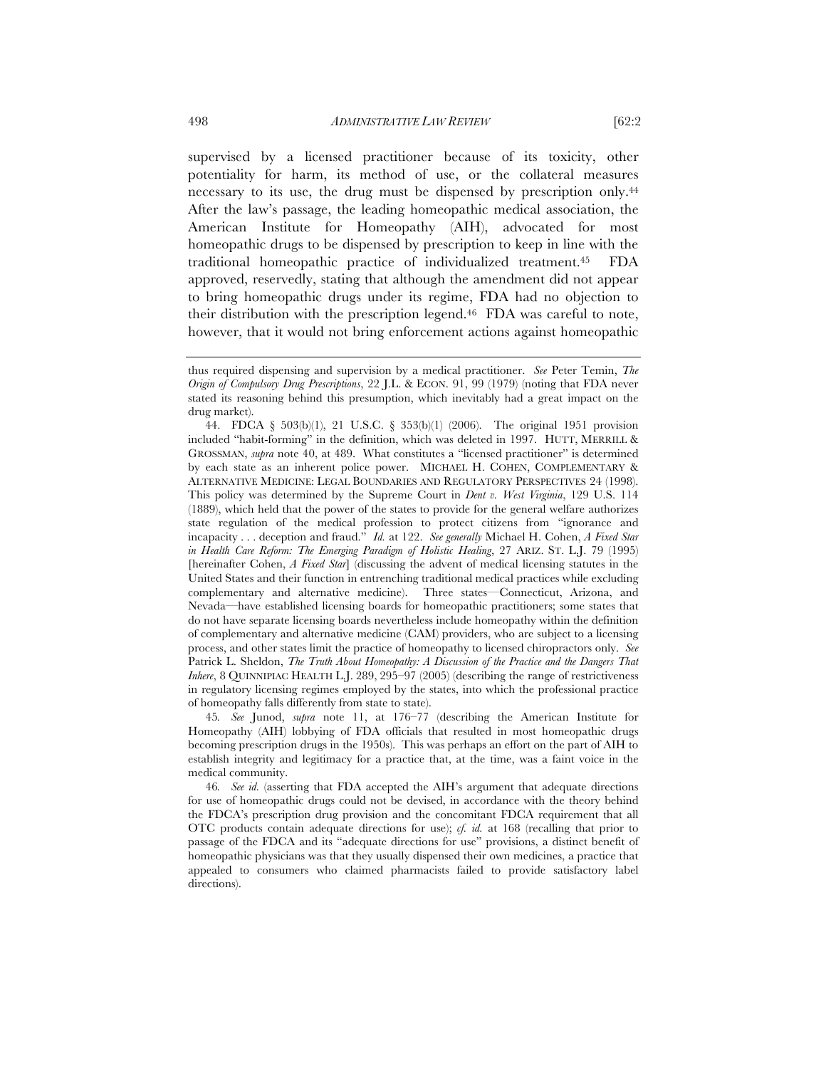supervised by a licensed practitioner because of its toxicity, other potentiality for harm, its method of use, or the collateral measures necessary to its use, the drug must be dispensed by prescription only.[44] After the law's passage, the leading homeopathic medical association, the American Institute for Homeopathy (AIH), advocated for most homeopathic drugs to be dispensed by prescription to keep in line with the traditional homeopathic practice of individualized treatment.[45] FDA approved, reservedly, stating that although the amendment did not appear to bring homeopathic drugs under its regime, FDA had no objection to their distribution with the prescription legend.[46] FDA was careful to note, however, that it would not bring enforcement actions against homeopathic

---

thus required dispensing and supervision by a medical practitioner. *See* Peter Temin, *The Origin of Compulsory Drug Prescriptions*, 22 J.L. & ECON. 91, 99 (1979) (noting that FDA never stated its reasoning behind this presumption, which inevitably had a great impact on the drug market).

44. FDCA § 503(b)(1), 21 U.S.C. § 353(b)(1) (2006). The original 1951 provision included "habit-forming" in the definition, which was deleted in 1997. HUTT, MERRILL & GROSSMAN, *supra* note 40, at 489. What constitutes a "licensed practitioner" is determined by each state as an inherent police power. MICHAEL H. COHEN, COMPLEMENTARY & ALTERNATIVE MEDICINE: LEGAL BOUNDARIES AND REGULATORY PERSPECTIVES 24 (1998). This policy was determined by the Supreme Court in *Dent v. West Virginia*, 129 U.S. 114 (1889), which held that the power of the states to provide for the general welfare authorizes state regulation of the medical profession to protect citizens from "ignorance and incapacity . . . deception and fraud." *Id.* at 122. *See generally* Michael H. Cohen, *A Fixed Star in Health Care Reform: The Emerging Paradigm of Holistic Healing*, 27 ARIZ. ST. L.J. 79 (1995) [hereinafter Cohen, *A Fixed Star*] (discussing the advent of medical licensing statutes in the United States and their function in entrenching traditional medical practices while excluding complementary and alternative medicine). Three states—Connecticut, Arizona, and Nevada—have established licensing boards for homeopathic practitioners; some states that do not have separate licensing boards nevertheless include homeopathy within the definition of complementary and alternative medicine (CAM) providers, who are subject to a licensing process, and other states limit the practice of homeopathy to licensed chiropractors only. *See* Patrick L. Sheldon, *The Truth About Homeopathy: A Discussion of the Practice and the Dangers That Inhere*, 8 QUINNIPIAC HEALTH L.J. 289, 295–97 (2005) (describing the range of restrictiveness in regulatory licensing regimes employed by the states, into which the professional practice of homeopathy falls differently from state to state).

45. *See* Junod, *supra* note 11, at 176–77 (describing the American Institute for Homeopathy (AIH) lobbying of FDA officials that resulted in most homeopathic drugs becoming prescription drugs in the 1950s). This was perhaps an effort on the part of AIH to establish integrity and legitimacy for a practice that, at the time, was a faint voice in the medical community.

46. *See id.* (asserting that FDA accepted the AIH's argument that adequate directions for use of homeopathic drugs could not be devised, in accordance with the theory behind the FDCA's prescription drug provision and the concomitant FDCA requirement that all OTC products contain adequate directions for use); *cf. id.* at 168 (recalling that prior to passage of the FDCA and its "adequate directions for use" provisions, a distinct benefit of homeopathic physicians was that they usually dispensed their own medicines, a practice that appealed to consumers who claimed pharmacists failed to provide satisfactory label directions).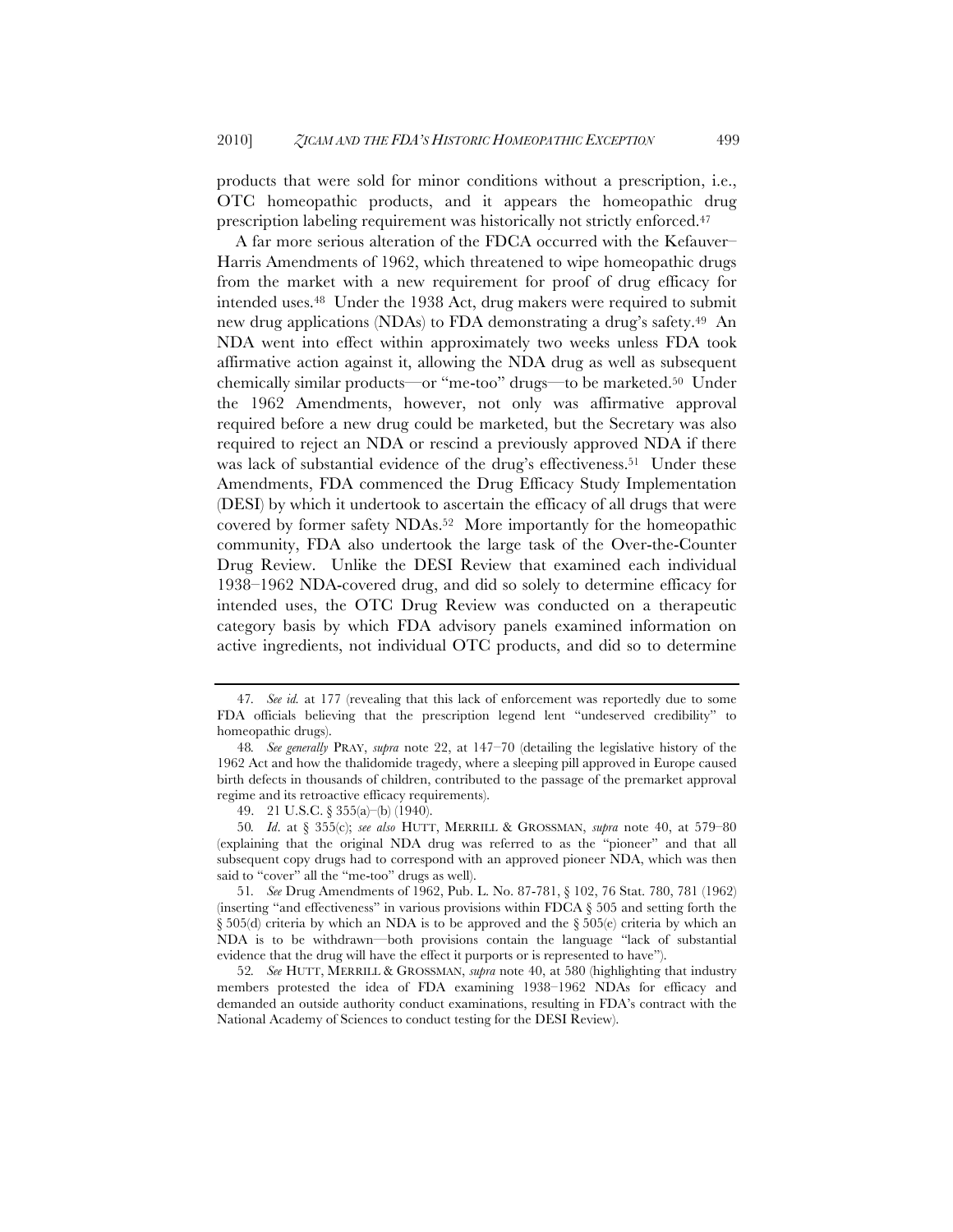products that were sold for minor conditions without a prescription, i.e., OTC homeopathic products, and it appears the homeopathic drug prescription labeling requirement was historically not strictly enforced.[47]

A far more serious alteration of the FDCA occurred with the Kefauver–Harris Amendments of 1962, which threatened to wipe homeopathic drugs from the market with a new requirement for proof of drug efficacy for intended uses.[48] Under the 1938 Act, drug makers were required to submit new drug applications (NDAs) to FDA demonstrating a drug's safety.[49] An NDA went into effect within approximately two weeks unless FDA took affirmative action against it, allowing the NDA drug as well as subsequent chemically similar products—or "me-too" drugs—to be marketed.[50] Under the 1962 Amendments, however, not only was affirmative approval required before a new drug could be marketed, but the Secretary was also required to reject an NDA or rescind a previously approved NDA if there was lack of substantial evidence of the drug's effectiveness.[51] Under these Amendments, FDA commenced the Drug Efficacy Study Implementation (DESI) by which it undertook to ascertain the efficacy of all drugs that were covered by former safety NDAs.[52] More importantly for the homeopathic community, FDA also undertook the large task of the Over-the-Counter Drug Review. Unlike the DESI Review that examined each individual 1938–1962 NDA-covered drug, and did so solely to determine efficacy for intended uses, the OTC Drug Review was conducted on a therapeutic category basis by which FDA advisory panels examined information on active ingredients, not individual OTC products, and did so to determine

---

47. *See id.* at 177 (revealing that this lack of enforcement was reportedly due to some FDA officials believing that the prescription legend lent "undeserved credibility" to homeopathic drugs).

48. *See generally* PRAY, *supra* note 22, at 147–70 (detailing the legislative history of the 1962 Act and how the thalidomide tragedy, where a sleeping pill approved in Europe caused birth defects in thousands of children, contributed to the passage of the premarket approval regime and its retroactive efficacy requirements).

49. 21 U.S.C. § 355(a)–(b) (1940).

50. *Id*. at § 355(c); *see also* HUTT, MERRILL & GROSSMAN, *supra* note 40, at 579–80 (explaining that the original NDA drug was referred to as the "pioneer" and that all subsequent copy drugs had to correspond with an approved pioneer NDA, which was then said to "cover" all the "me-too" drugs as well).

51. *See* Drug Amendments of 1962, Pub. L. No. 87-781, § 102, 76 Stat. 780, 781 (1962) (inserting "and effectiveness" in various provisions within FDCA § 505 and setting forth the § 505(d) criteria by which an NDA is to be approved and the § 505(e) criteria by which an NDA is to be withdrawn—both provisions contain the language "lack of substantial evidence that the drug will have the effect it purports or is represented to have").

52. *See* HUTT, MERRILL & GROSSMAN, *supra* note 40, at 580 (highlighting that industry members protested the idea of FDA examining 1938–1962 NDAs for efficacy and demanded an outside authority conduct examinations, resulting in FDA's contract with the National Academy of Sciences to conduct testing for the DESI Review).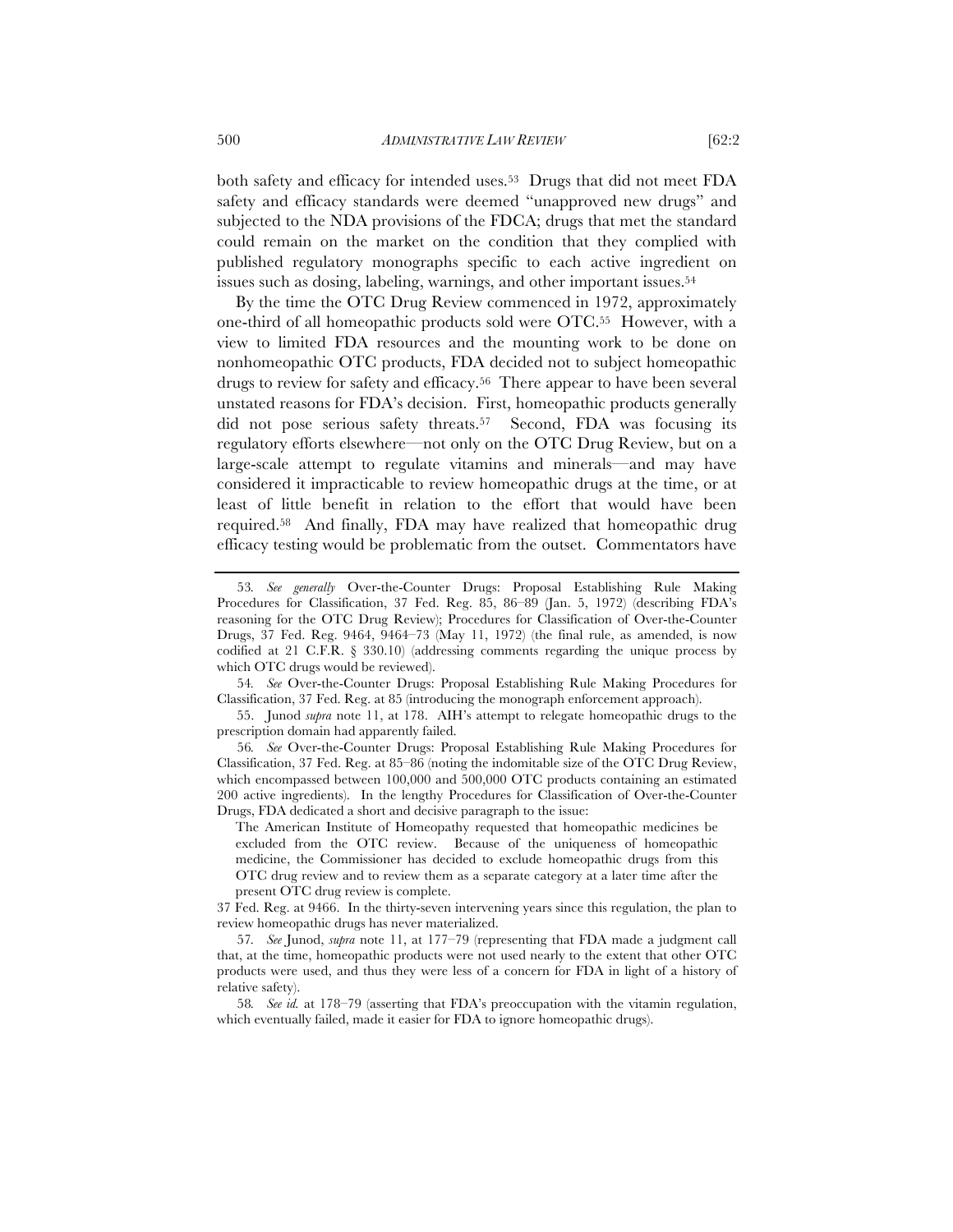both safety and efficacy for intended uses.[53] Drugs that did not meet FDA safety and efficacy standards were deemed "unapproved new drugs" and subjected to the NDA provisions of the FDCA; drugs that met the standard could remain on the market on the condition that they complied with published regulatory monographs specific to each active ingredient on issues such as dosing, labeling, warnings, and other important issues.[54]

By the time the OTC Drug Review commenced in 1972, approximately one-third of all homeopathic products sold were OTC.[55] However, with a view to limited FDA resources and the mounting work to be done on nonhomeopathic OTC products, FDA decided not to subject homeopathic drugs to review for safety and efficacy.[56] There appear to have been several unstated reasons for FDA's decision. First, homeopathic products generally did not pose serious safety threats.[57] Second, FDA was focusing its regulatory efforts elsewhere—not only on the OTC Drug Review, but on a large-scale attempt to regulate vitamins and minerals—and may have considered it impracticable to review homeopathic drugs at the time, or at least of little benefit in relation to the effort that would have been required.[58] And finally, FDA may have realized that homeopathic drug efficacy testing would be problematic from the outset. Commentators have

---

53. *See generally* Over-the-Counter Drugs: Proposal Establishing Rule Making Procedures for Classification, 37 Fed. Reg. 85, 86–89 (Jan. 5, 1972) (describing FDA's reasoning for the OTC Drug Review); Procedures for Classification of Over-the-Counter Drugs, 37 Fed. Reg. 9464, 9464–73 (May 11, 1972) (the final rule, as amended, is now codified at 21 C.F.R. § 330.10) (addressing comments regarding the unique process by which OTC drugs would be reviewed).

54. *See* Over-the-Counter Drugs: Proposal Establishing Rule Making Procedures for Classification, 37 Fed. Reg. at 85 (introducing the monograph enforcement approach).

55. Junod *supra* note 11, at 178. AIH's attempt to relegate homeopathic drugs to the prescription domain had apparently failed.

56. *See* Over-the-Counter Drugs: Proposal Establishing Rule Making Procedures for Classification, 37 Fed. Reg. at 85–86 (noting the indomitable size of the OTC Drug Review, which encompassed between 100,000 and 500,000 OTC products containing an estimated 200 active ingredients). In the lengthy Procedures for Classification of Over-the-Counter Drugs, FDA dedicated a short and decisive paragraph to the issue:

> The American Institute of Homeopathy requested that homeopathic medicines be excluded from the OTC review. Because of the uniqueness of homeopathic medicine, the Commissioner has decided to exclude homeopathic drugs from this OTC drug review and to review them as a separate category at a later time after the present OTC drug review is complete.

37 Fed. Reg. at 9466. In the thirty-seven intervening years since this regulation, the plan to review homeopathic drugs has never materialized.

57. *See* Junod, *supra* note 11, at 177–79 (representing that FDA made a judgment call that, at the time, homeopathic products were not used nearly to the extent that other OTC products were used, and thus they were less of a concern for FDA in light of a history of relative safety).

58. *See id.* at 178–79 (asserting that FDA's preoccupation with the vitamin regulation, which eventually failed, made it easier for FDA to ignore homeopathic drugs).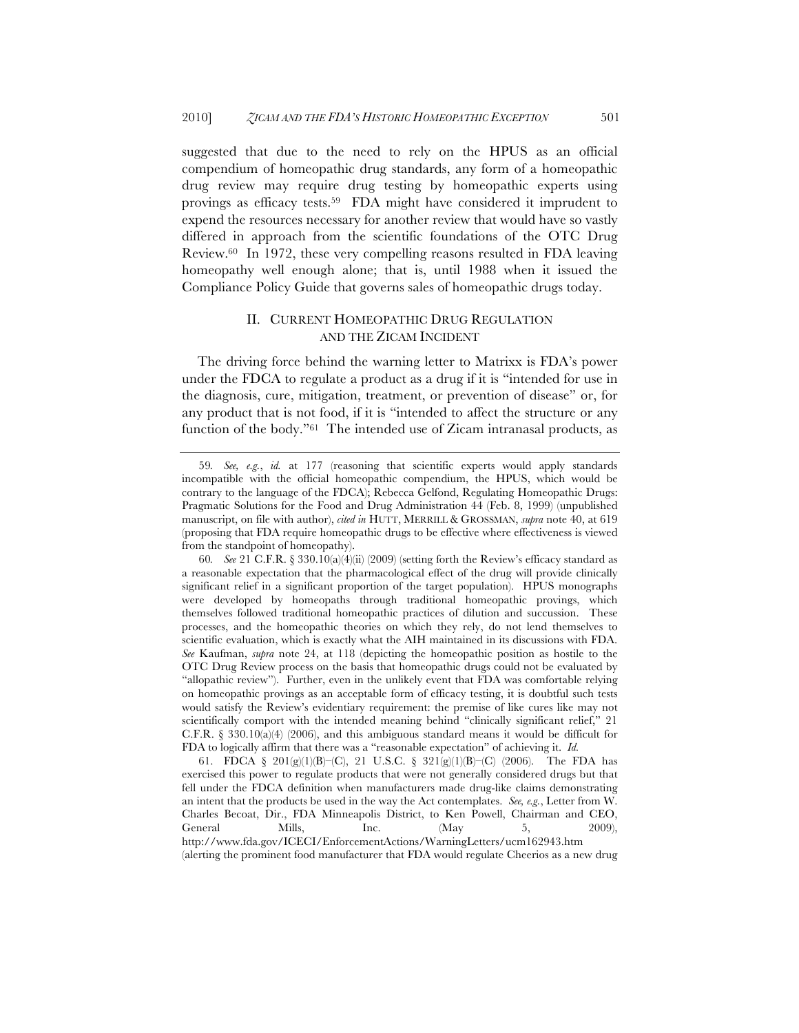suggested that due to the need to rely on the HPUS as an official compendium of homeopathic drug standards, any form of a homeopathic drug review may require drug testing by homeopathic experts using provings as efficacy tests.[59] FDA might have considered it imprudent to expend the resources necessary for another review that would have so vastly differed in approach from the scientific foundations of the OTC Drug Review.[60] In 1972, these very compelling reasons resulted in FDA leaving homeopathy well enough alone; that is, until 1988 when it issued the Compliance Policy Guide that governs sales of homeopathic drugs today.

## II. CURRENT HOMEOPATHIC DRUG REGULATION AND THE ZICAM INCIDENT

The driving force behind the warning letter to Matrixx is FDA's power under the FDCA to regulate a product as a drug if it is "intended for use in the diagnosis, cure, mitigation, treatment, or prevention of disease" or, for any product that is not food, if it is "intended to affect the structure or any function of the body."[61] The intended use of Zicam intranasal products, as

---

59. *See, e.g.*, *id.* at 177 (reasoning that scientific experts would apply standards incompatible with the official homeopathic compendium, the HPUS, which would be contrary to the language of the FDCA); Rebecca Gelfond, Regulating Homeopathic Drugs: Pragmatic Solutions for the Food and Drug Administration 44 (Feb. 8, 1999) (unpublished manuscript, on file with author), *cited in* HUTT, MERRILL & GROSSMAN, *supra* note 40, at 619 (proposing that FDA require homeopathic drugs to be effective where effectiveness is viewed from the standpoint of homeopathy).

60. *See* 21 C.F.R. § 330.10(a)(4)(ii) (2009) (setting forth the Review's efficacy standard as a reasonable expectation that the pharmacological effect of the drug will provide clinically significant relief in a significant proportion of the target population). HPUS monographs were developed by homeopaths through traditional homeopathic provings, which themselves followed traditional homeopathic practices of dilution and succussion. These processes, and the homeopathic theories on which they rely, do not lend themselves to scientific evaluation, which is exactly what the AIH maintained in its discussions with FDA. *See* Kaufman, *supra* note 24, at 118 (depicting the homeopathic position as hostile to the OTC Drug Review process on the basis that homeopathic drugs could not be evaluated by "allopathic review"). Further, even in the unlikely event that FDA was comfortable relying on homeopathic provings as an acceptable form of efficacy testing, it is doubtful such tests would satisfy the Review's evidentiary requirement: the premise of like cures like may not scientifically comport with the intended meaning behind "clinically significant relief," 21 C.F.R. § 330.10(a)(4) (2006), and this ambiguous standard means it would be difficult for FDA to logically affirm that there was a "reasonable expectation" of achieving it. *Id.*

61. FDCA § 201(g)(1)(B)–(C), 21 U.S.C. § 321(g)(1)(B)–(C) (2006). The FDA has exercised this power to regulate products that were not generally considered drugs but that fell under the FDCA definition when manufacturers made drug-like claims demonstrating an intent that the products be used in the way the Act contemplates. *See, e.g.*, Letter from W. Charles Becoat, Dir., FDA Minneapolis District, to Ken Powell, Chairman and CEO, General Mills, Inc. (May 5, 2009), http://www.fda.gov/ICECI/EnforcementActions/WarningLetters/ucm162943.htm (alerting the prominent food manufacturer that FDA would regulate Cheerios as a new drug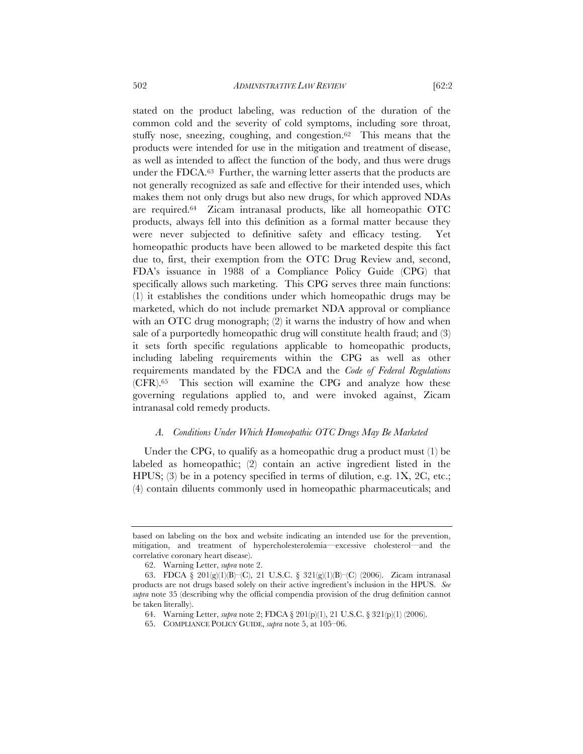stated on the product labeling, was reduction of the duration of the common cold and the severity of cold symptoms, including sore throat, stuffy nose, sneezing, coughing, and congestion.[62] This means that the products were intended for use in the mitigation and treatment of disease, as well as intended to affect the function of the body, and thus were drugs under the FDCA.[63] Further, the warning letter asserts that the products are not generally recognized as safe and effective for their intended uses, which makes them not only drugs but also new drugs, for which approved NDAs are required.[64] Zicam intranasal products, like all homeopathic OTC products, always fell into this definition as a formal matter because they were never subjected to definitive safety and efficacy testing. Yet homeopathic products have been allowed to be marketed despite this fact due to, first, their exemption from the OTC Drug Review and, second, FDA's issuance in 1988 of a Compliance Policy Guide (CPG) that specifically allows such marketing. This CPG serves three main functions: (1) it establishes the conditions under which homeopathic drugs may be marketed, which do not include premarket NDA approval or compliance with an OTC drug monograph; (2) it warns the industry of how and when sale of a purportedly homeopathic drug will constitute health fraud; and (3) it sets forth specific regulations applicable to homeopathic products, including labeling requirements within the CPG as well as other requirements mandated by the FDCA and the *Code of Federal Regulations* (CFR).[65] This section will examine the CPG and analyze how these governing regulations applied to, and were invoked against, Zicam intranasal cold remedy products.

### *A. Conditions Under Which Homeopathic OTC Drugs May Be Marketed*

Under the CPG, to qualify as a homeopathic drug a product must (1) be labeled as homeopathic; (2) contain an active ingredient listed in the HPUS; (3) be in a potency specified in terms of dilution, e.g. 1X, 2C, etc.; (4) contain diluents commonly used in homeopathic pharmaceuticals; and

---

based on labeling on the box and website indicating an intended use for the prevention, mitigation, and treatment of hypercholesterolemia—excessive cholesterol—and the correlative coronary heart disease).

62. Warning Letter, *supra* note 2.

63. FDCA § 201(g)(1)(B)–(C), 21 U.S.C. § 321(g)(1)(B)–(C) (2006). Zicam intranasal products are not drugs based solely on their active ingredient's inclusion in the HPUS. *See supra* note 35 (describing why the official compendia provision of the drug definition cannot be taken literally).

64. Warning Letter, *supra* note 2; FDCA § 201(p)(1), 21 U.S.C. § 321(p)(1) (2006).

65. COMPLIANCE POLICY GUIDE, *supra* note 5, at 105–06.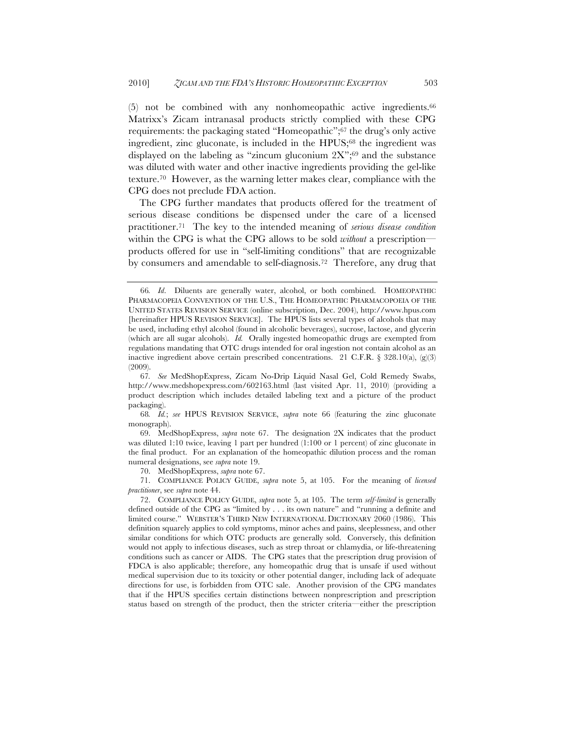(5) not be combined with any nonhomeopathic active ingredients.[66] Matrixx's Zicam intranasal products strictly complied with these CPG requirements: the packaging stated "Homeopathic";[67] the drug's only active ingredient, zinc gluconate, is included in the HPUS;[68] the ingredient was displayed on the labeling as "zincum gluconium 2X";[69] and the substance was diluted with water and other inactive ingredients providing the gel-like texture.[70] However, as the warning letter makes clear, compliance with the CPG does not preclude FDA action.

The CPG further mandates that products offered for the treatment of serious disease conditions be dispensed under the care of a licensed practitioner.[71] The key to the intended meaning of *serious disease condition* within the CPG is what the CPG allows to be sold *without* a prescription—products offered for use in "self-limiting conditions" that are recognizable by consumers and amendable to self-diagnosis.[72] Therefore, any drug that

---

66. *Id.* Diluents are generally water, alcohol, or both combined. HOMEOPATHIC PHARMACOPEIA CONVENTION OF THE U.S., THE HOMEOPATHIC PHARMACOPOEIA OF THE UNITED STATES REVISION SERVICE (online subscription, Dec. 2004), http://www.hpus.com [hereinafter HPUS REVISION SERVICE]. The HPUS lists several types of alcohols that may be used, including ethyl alcohol (found in alcoholic beverages), sucrose, lactose, and glycerin (which are all sugar alcohols). *Id.* Orally ingested homeopathic drugs are exempted from regulations mandating that OTC drugs intended for oral ingestion not contain alcohol as an inactive ingredient above certain prescribed concentrations. 21 C.F.R. § 328.10(a), (g)(3) (2009).

67. *See* MedShopExpress, Zicam No-Drip Liquid Nasal Gel, Cold Remedy Swabs, http://www.medshopexpress.com/602163.html (last visited Apr. 11, 2010) (providing a product description which includes detailed labeling text and a picture of the product packaging).

68. *Id.*; *see* HPUS REVISION SERVICE, *supra* note 66 (featuring the zinc gluconate monograph).

69. MedShopExpress, *supra* note 67. The designation 2X indicates that the product was diluted 1:10 twice, leaving 1 part per hundred (1:100 or 1 percent) of zinc gluconate in the final product. For an explanation of the homeopathic dilution process and the roman numeral designations, see *supra* note 19.

70. MedShopExpress, *supra* note 67.

71. COMPLIANCE POLICY GUIDE, *supra* note 5, at 105. For the meaning of *licensed practitioner*, see *supra* note 44.

72. COMPLIANCE POLICY GUIDE, *supra* note 5, at 105. The term *self-limited* is generally defined outside of the CPG as "limited by . . . its own nature" and "running a definite and limited course." WEBSTER'S THIRD NEW INTERNATIONAL DICTIONARY 2060 (1986). This definition squarely applies to cold symptoms, minor aches and pains, sleeplessness, and other similar conditions for which OTC products are generally sold. Conversely, this definition would not apply to infectious diseases, such as strep throat or chlamydia, or life-threatening conditions such as cancer or AIDS. The CPG states that the prescription drug provision of FDCA is also applicable; therefore, any homeopathic drug that is unsafe if used without medical supervision due to its toxicity or other potential danger, including lack of adequate directions for use, is forbidden from OTC sale. Another provision of the CPG mandates that if the HPUS specifies certain distinctions between nonprescription and prescription status based on strength of the product, then the stricter criteria—either the prescription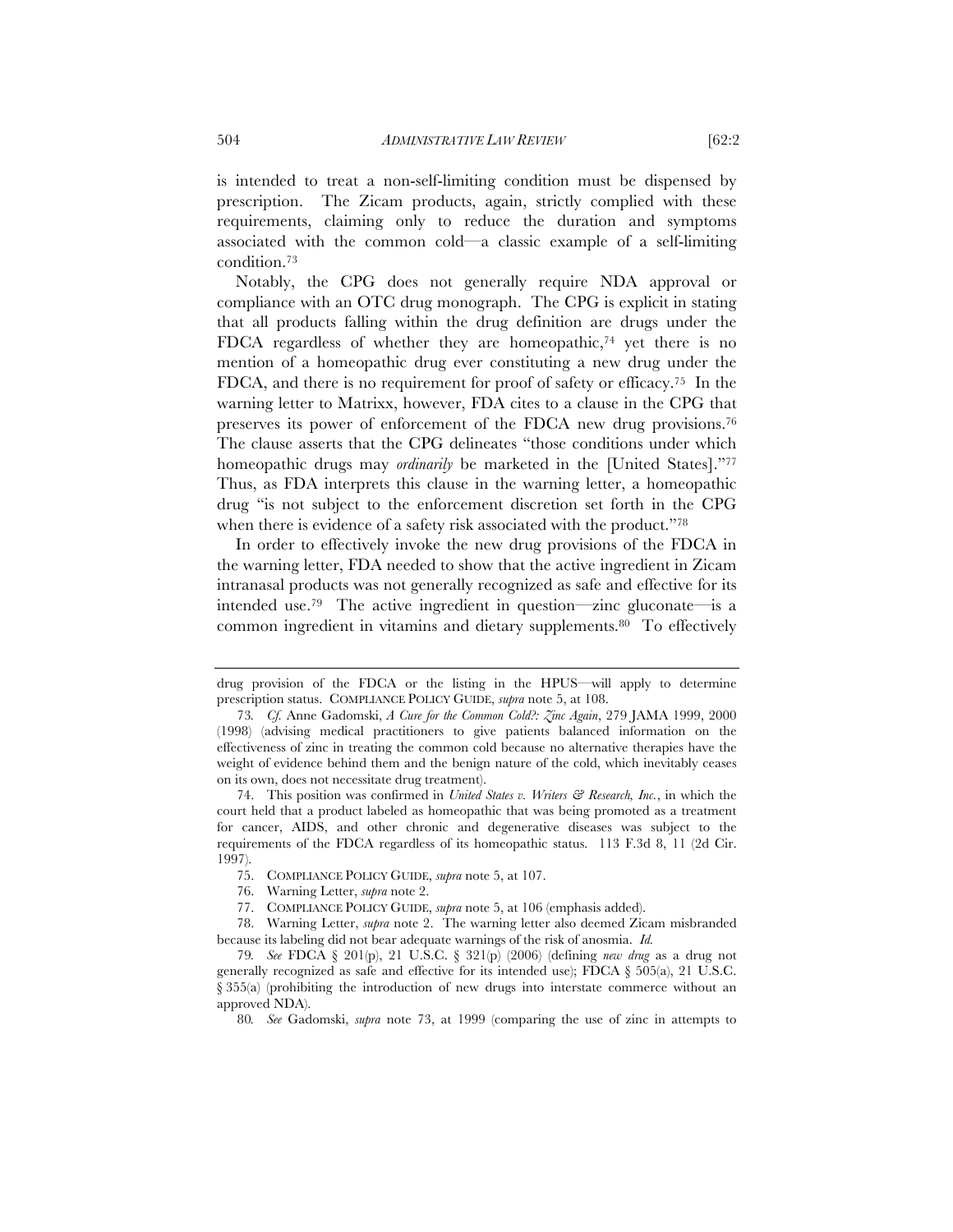is intended to treat a non-self-limiting condition must be dispensed by prescription. The Zicam products, again, strictly complied with these requirements, claiming only to reduce the duration and symptoms associated with the common cold—a classic example of a self-limiting condition.[73]

Notably, the CPG does not generally require NDA approval or compliance with an OTC drug monograph. The CPG is explicit in stating that all products falling within the drug definition are drugs under the FDCA regardless of whether they are homeopathic,[74] yet there is no mention of a homeopathic drug ever constituting a new drug under the FDCA, and there is no requirement for proof of safety or efficacy.[75] In the warning letter to Matrixx, however, FDA cites to a clause in the CPG that preserves its power of enforcement of the FDCA new drug provisions.[76] The clause asserts that the CPG delineates "those conditions under which homeopathic drugs may *ordinarily* be marketed in the [United States]."[77] Thus, as FDA interprets this clause in the warning letter, a homeopathic drug "is not subject to the enforcement discretion set forth in the CPG when there is evidence of a safety risk associated with the product."[78]

In order to effectively invoke the new drug provisions of the FDCA in the warning letter, FDA needed to show that the active ingredient in Zicam intranasal products was not generally recognized as safe and effective for its intended use.[79] The active ingredient in question—zinc gluconate—is a common ingredient in vitamins and dietary supplements.[80] To effectively

---

drug provision of the FDCA or the listing in the HPUS—will apply to determine prescription status. COMPLIANCE POLICY GUIDE, *supra* note 5, at 108.

73. *Cf.* Anne Gadomski, *A Cure for the Common Cold?: Zinc Again*, 279 JAMA 1999, 2000 (1998) (advising medical practitioners to give patients balanced information on the effectiveness of zinc in treating the common cold because no alternative therapies have the weight of evidence behind them and the benign nature of the cold, which inevitably ceases on its own, does not necessitate drug treatment).

74. This position was confirmed in *United States v. Writers & Research, Inc.*, in which the court held that a product labeled as homeopathic that was being promoted as a treatment for cancer, AIDS, and other chronic and degenerative diseases was subject to the requirements of the FDCA regardless of its homeopathic status. 113 F.3d 8, 11 (2d Cir. 1997).

75. COMPLIANCE POLICY GUIDE, *supra* note 5, at 107.

76. Warning Letter, *supra* note 2.

77. COMPLIANCE POLICY GUIDE, *supra* note 5, at 106 (emphasis added).

78. Warning Letter, *supra* note 2. The warning letter also deemed Zicam misbranded because its labeling did not bear adequate warnings of the risk of anosmia. *Id.*

79. *See* FDCA § 201(p), 21 U.S.C. § 321(p) (2006) (defining *new drug* as a drug not generally recognized as safe and effective for its intended use); FDCA § 505(a), 21 U.S.C. § 355(a) (prohibiting the introduction of new drugs into interstate commerce without an approved NDA).

80. *See* Gadomski, *supra* note 73, at 1999 (comparing the use of zinc in attempts to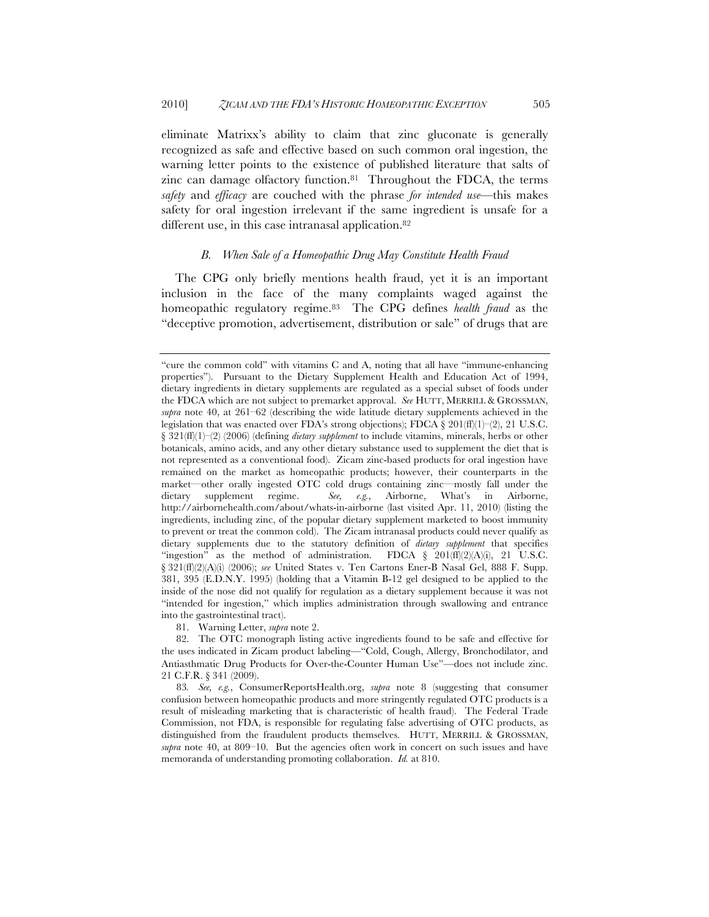eliminate Matrixx's ability to claim that zinc gluconate is generally recognized as safe and effective based on such common oral ingestion, the warning letter points to the existence of published literature that salts of zinc can damage olfactory function.[81] Throughout the FDCA, the terms *safety* and *efficacy* are couched with the phrase *for intended use*—this makes safety for oral ingestion irrelevant if the same ingredient is unsafe for a different use, in this case intranasal application.[82]

### *B. When Sale of a Homeopathic Drug May Constitute Health Fraud*

The CPG only briefly mentions health fraud, yet it is an important inclusion in the face of the many complaints waged against the homeopathic regulatory regime.[83] The CPG defines *health fraud* as the "deceptive promotion, advertisement, distribution or sale" of drugs that are

---

"cure the common cold" with vitamins C and A, noting that all have "immune-enhancing properties"). Pursuant to the Dietary Supplement Health and Education Act of 1994, dietary ingredients in dietary supplements are regulated as a special subset of foods under the FDCA which are not subject to premarket approval. *See* HUTT, MERRILL & GROSSMAN, *supra* note 40, at 261–62 (describing the wide latitude dietary supplements achieved in the legislation that was enacted over FDA's strong objections); FDCA § 201(ff)(1)–(2), 21 U.S.C. § 321(ff)(1)–(2) (2006) (defining *dietary supplement* to include vitamins, minerals, herbs or other botanicals, amino acids, and any other dietary substance used to supplement the diet that is not represented as a conventional food). Zicam zinc-based products for oral ingestion have remained on the market as homeopathic products; however, their counterparts in the market—other orally ingested OTC cold drugs containing zinc—mostly fall under the dietary supplement regime. *See, e.g.*, Airborne, What's in Airborne, http://airbornehealth.com/about/whats-in-airborne (last visited Apr. 11, 2010) (listing the ingredients, including zinc, of the popular dietary supplement marketed to boost immunity to prevent or treat the common cold). The Zicam intranasal products could never qualify as dietary supplements due to the statutory definition of *dietary supplement* that specifies "ingestion" as the method of administration. FDCA § 201(ff)(2)(A)(i), 21 U.S.C. § 321(ff)(2)(A)(i) (2006); *see* United States v. Ten Cartons Ener-B Nasal Gel, 888 F. Supp. 381, 395 (E.D.N.Y. 1995) (holding that a Vitamin B-12 gel designed to be applied to the inside of the nose did not qualify for regulation as a dietary supplement because it was not "intended for ingestion," which implies administration through swallowing and entrance into the gastrointestinal tract).

81. Warning Letter, *supra* note 2.

82. The OTC monograph listing active ingredients found to be safe and effective for the uses indicated in Zicam product labeling—"Cold, Cough, Allergy, Bronchodilator, and Antiasthmatic Drug Products for Over-the-Counter Human Use"—does not include zinc. 21 C.F.R. § 341 (2009).

83. *See, e.g.*, ConsumerReportsHealth.org, *supra* note 8 (suggesting that consumer confusion between homeopathic products and more stringently regulated OTC products is a result of misleading marketing that is characteristic of health fraud). The Federal Trade Commission, not FDA, is responsible for regulating false advertising of OTC products, as distinguished from the fraudulent products themselves. HUTT, MERRILL & GROSSMAN, *supra* note 40, at 809–10. But the agencies often work in concert on such issues and have memoranda of understanding promoting collaboration. *Id.* at 810.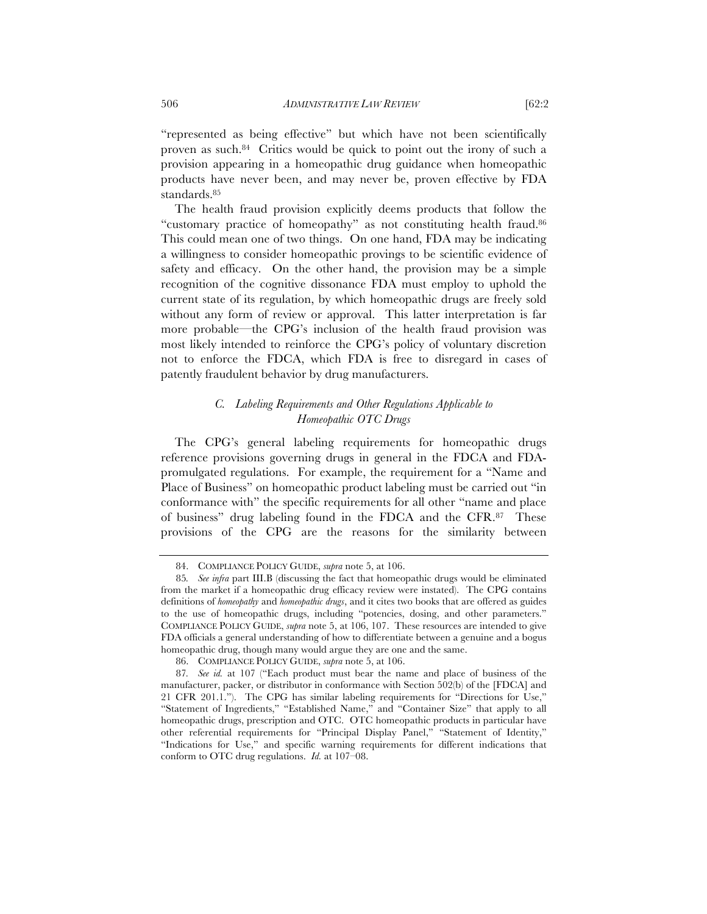"represented as being effective" but which have not been scientifically proven as such.[84] Critics would be quick to point out the irony of such a provision appearing in a homeopathic drug guidance when homeopathic products have never been, and may never be, proven effective by FDA standards.[85]

The health fraud provision explicitly deems products that follow the "customary practice of homeopathy" as not constituting health fraud.[86] This could mean one of two things. On one hand, FDA may be indicating a willingness to consider homeopathic provings to be scientific evidence of safety and efficacy. On the other hand, the provision may be a simple recognition of the cognitive dissonance FDA must employ to uphold the current state of its regulation, by which homeopathic drugs are freely sold without any form of review or approval. This latter interpretation is far more probable—the CPG's inclusion of the health fraud provision was most likely intended to reinforce the CPG's policy of voluntary discretion not to enforce the FDCA, which FDA is free to disregard in cases of patently fraudulent behavior by drug manufacturers.

### *C. Labeling Requirements and Other Regulations Applicable to Homeopathic OTC Drugs*

The CPG's general labeling requirements for homeopathic drugs reference provisions governing drugs in general in the FDCA and FDA-promulgated regulations. For example, the requirement for a "Name and Place of Business" on homeopathic product labeling must be carried out "in conformance with" the specific requirements for all other "name and place of business" drug labeling found in the FDCA and the CFR.[87] These provisions of the CPG are the reasons for the similarity between

---

84. COMPLIANCE POLICY GUIDE, *supra* note 5, at 106.

85. *See infra* part III.B (discussing the fact that homeopathic drugs would be eliminated from the market if a homeopathic drug efficacy review were instated). The CPG contains definitions of *homeopathy* and *homeopathic drugs*, and it cites two books that are offered as guides to the use of homeopathic drugs, including "potencies, dosing, and other parameters." COMPLIANCE POLICY GUIDE, *supra* note 5, at 106, 107. These resources are intended to give FDA officials a general understanding of how to differentiate between a genuine and a bogus homeopathic drug, though many would argue they are one and the same.

86. COMPLIANCE POLICY GUIDE, *supra* note 5, at 106.

87. *See id.* at 107 ("Each product must bear the name and place of business of the manufacturer, packer, or distributor in conformance with Section 502(b) of the [FDCA] and 21 CFR 201.1."). The CPG has similar labeling requirements for "Directions for Use," "Statement of Ingredients," "Established Name," and "Container Size" that apply to all homeopathic drugs, prescription and OTC. OTC homeopathic products in particular have other referential requirements for "Principal Display Panel," "Statement of Identity," "Indications for Use," and specific warning requirements for different indications that conform to OTC drug regulations. *Id.* at 107–08.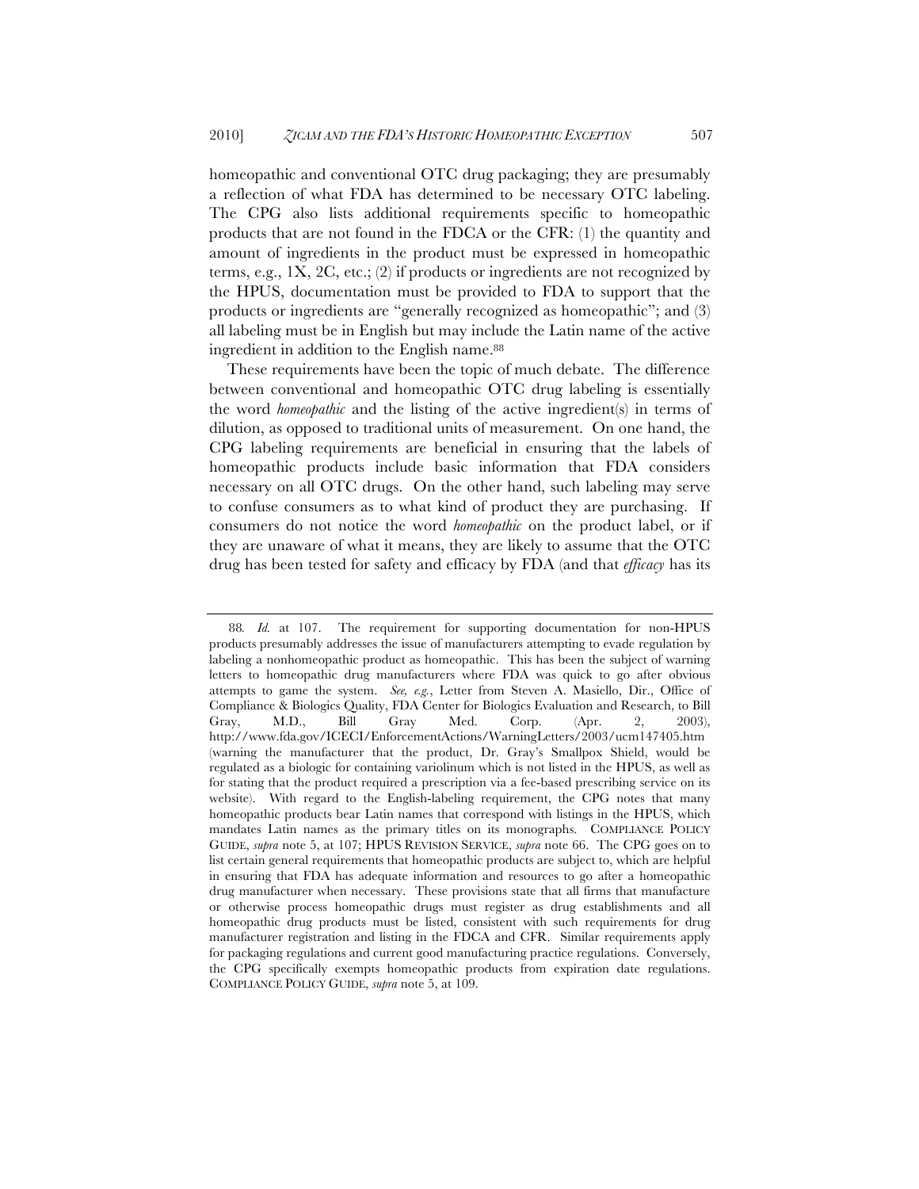homeopathic and conventional OTC drug packaging; they are presumably a reflection of what FDA has determined to be necessary OTC labeling. The CPG also lists additional requirements specific to homeopathic products that are not found in the FDCA or the CFR: (1) the quantity and amount of ingredients in the product must be expressed in homeopathic terms, e.g., 1X, 2C, etc.; (2) if products or ingredients are not recognized by the HPUS, documentation must be provided to FDA to support that the products or ingredients are "generally recognized as homeopathic"; and (3) all labeling must be in English but may include the Latin name of the active ingredient in addition to the English name.[88]

These requirements have been the topic of much debate. The difference between conventional and homeopathic OTC drug labeling is essentially the word *homeopathic* and the listing of the active ingredient(s) in terms of dilution, as opposed to traditional units of measurement. On one hand, the CPG labeling requirements are beneficial in ensuring that the labels of homeopathic products include basic information that FDA considers necessary on all OTC drugs. On the other hand, such labeling may serve to confuse consumers as to what kind of product they are purchasing. If consumers do not notice the word *homeopathic* on the product label, or if they are unaware of what it means, they are likely to assume that the OTC drug has been tested for safety and efficacy by FDA (and that *efficacy* has its

---

88. *Id.* at 107. The requirement for supporting documentation for non-HPUS products presumably addresses the issue of manufacturers attempting to evade regulation by labeling a nonhomeopathic product as homeopathic. This has been the subject of warning letters to homeopathic drug manufacturers where FDA was quick to go after obvious attempts to game the system. *See, e.g.*, Letter from Steven A. Masiello, Dir., Office of Compliance & Biologics Quality, FDA Center for Biologics Evaluation and Research, to Bill Gray, M.D., Bill Gray Med. Corp. (Apr. 2, 2003), http://www.fda.gov/ICECI/EnforcementActions/WarningLetters/2003/ucm147405.htm (warning the manufacturer that the product, Dr. Gray's Smallpox Shield, would be regulated as a biologic for containing variolinum which is not listed in the HPUS, as well as for stating that the product required a prescription via a fee-based prescribing service on its website). With regard to the English-labeling requirement, the CPG notes that many homeopathic products bear Latin names that correspond with listings in the HPUS, which mandates Latin names as the primary titles on its monographs. COMPLIANCE POLICY GUIDE, *supra* note 5, at 107; HPUS REVISION SERVICE, *supra* note 66. The CPG goes on to list certain general requirements that homeopathic products are subject to, which are helpful in ensuring that FDA has adequate information and resources to go after a homeopathic drug manufacturer when necessary. These provisions state that all firms that manufacture or otherwise process homeopathic drugs must register as drug establishments and all homeopathic drug products must be listed, consistent with such requirements for drug manufacturer registration and listing in the FDCA and CFR. Similar requirements apply for packaging regulations and current good manufacturing practice regulations. Conversely, the CPG specifically exempts homeopathic products from expiration date regulations. COMPLIANCE POLICY GUIDE, *supra* note 5, at 109.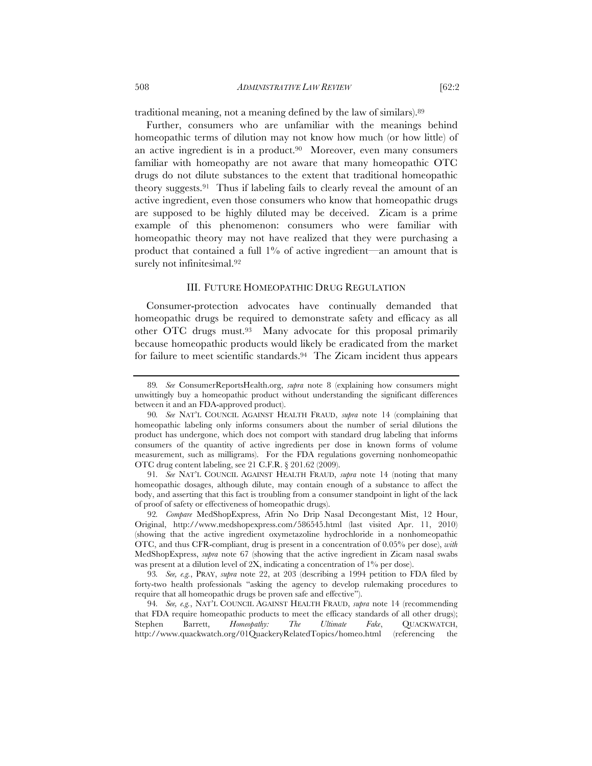traditional meaning, not a meaning defined by the law of similars).[89]

Further, consumers who are unfamiliar with the meanings behind homeopathic terms of dilution may not know how much (or how little) of an active ingredient is in a product.[90] Moreover, even many consumers familiar with homeopathy are not aware that many homeopathic OTC drugs do not dilute substances to the extent that traditional homeopathic theory suggests.[91] Thus if labeling fails to clearly reveal the amount of an active ingredient, even those consumers who know that homeopathic drugs are supposed to be highly diluted may be deceived. Zicam is a prime example of this phenomenon: consumers who were familiar with homeopathic theory may not have realized that they were purchasing a product that contained a full 1% of active ingredient—an amount that is surely not infinitesimal.[92]

## III. FUTURE HOMEOPATHIC DRUG REGULATION

Consumer-protection advocates have continually demanded that homeopathic drugs be required to demonstrate safety and efficacy as all other OTC drugs must.[93] Many advocate for this proposal primarily because homeopathic products would likely be eradicated from the market for failure to meet scientific standards.[94] The Zicam incident thus appears

---

89. *See* ConsumerReportsHealth.org, *supra* note 8 (explaining how consumers might unwittingly buy a homeopathic product without understanding the significant differences between it and an FDA-approved product).

90. *See* NAT'L COUNCIL AGAINST HEALTH FRAUD, *supra* note 14 (complaining that homeopathic labeling only informs consumers about the number of serial dilutions the product has undergone, which does not comport with standard drug labeling that informs consumers of the quantity of active ingredients per dose in known forms of volume measurement, such as milligrams). For the FDA regulations governing nonhomeopathic OTC drug content labeling, see 21 C.F.R. § 201.62 (2009).

91. *See* NAT'L COUNCIL AGAINST HEALTH FRAUD, *supra* note 14 (noting that many homeopathic dosages, although dilute, may contain enough of a substance to affect the body, and asserting that this fact is troubling from a consumer standpoint in light of the lack of proof of safety or effectiveness of homeopathic drugs).

92. *Compare* MedShopExpress, Afrin No Drip Nasal Decongestant Mist, 12 Hour, Original, http://www.medshopexpress.com/586545.html (last visited Apr. 11, 2010) (showing that the active ingredient oxymetazoline hydrochloride in a nonhomeopathic OTC, and thus CFR-compliant, drug is present in a concentration of 0.05% per dose), *with* MedShopExpress, *supra* note 67 (showing that the active ingredient in Zicam nasal swabs was present at a dilution level of 2X, indicating a concentration of 1% per dose).

93. *See, e.g.*, PRAY, *supra* note 22, at 203 (describing a 1994 petition to FDA filed by forty-two health professionals "asking the agency to develop rulemaking procedures to require that all homeopathic drugs be proven safe and effective").

94. *See, e.g.*, NAT'L COUNCIL AGAINST HEALTH FRAUD, *supra* note 14 (recommending that FDA require homeopathic products to meet the efficacy standards of all other drugs); Stephen Barrett, *Homeopathy: The Ultimate Fake*, QUACKWATCH, http://www.quackwatch.org/01QuackeryRelatedTopics/homeo.html (referencing the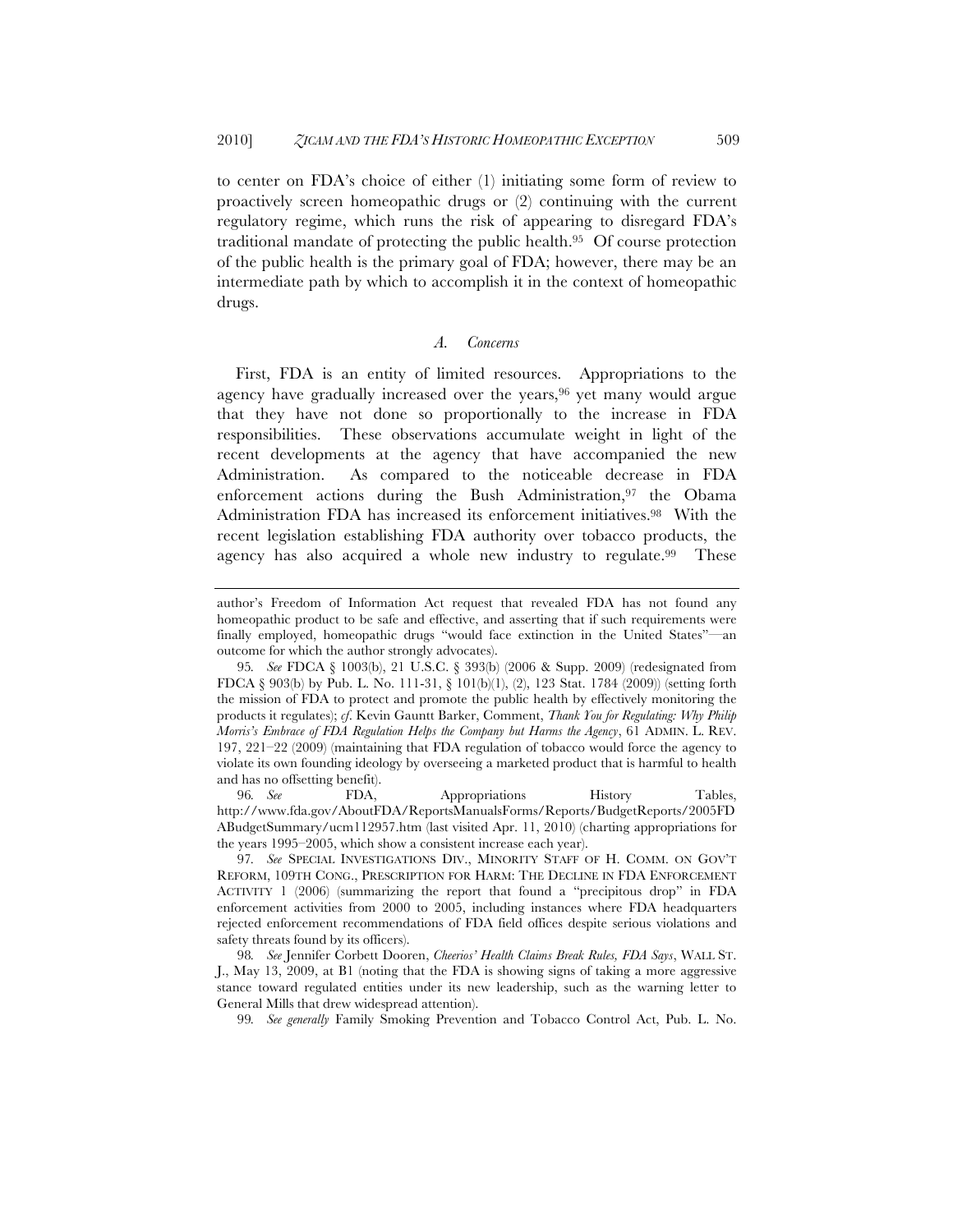to center on FDA's choice of either (1) initiating some form of review to proactively screen homeopathic drugs or (2) continuing with the current regulatory regime, which runs the risk of appearing to disregard FDA's traditional mandate of protecting the public health.[95] Of course protection of the public health is the primary goal of FDA; however, there may be an intermediate path by which to accomplish it in the context of homeopathic drugs.

### *A. Concerns*

First, FDA is an entity of limited resources. Appropriations to the agency have gradually increased over the years,[96] yet many would argue that they have not done so proportionally to the increase in FDA responsibilities. These observations accumulate weight in light of the recent developments at the agency that have accompanied the new Administration. As compared to the noticeable decrease in FDA enforcement actions during the Bush Administration,[97] the Obama Administration FDA has increased its enforcement initiatives.[98] With the recent legislation establishing FDA authority over tobacco products, the agency has also acquired a whole new industry to regulate.[99] These

---

author's Freedom of Information Act request that revealed FDA has not found any homeopathic product to be safe and effective, and asserting that if such requirements were finally employed, homeopathic drugs "would face extinction in the United States"—an outcome for which the author strongly advocates).

95. *See* FDCA § 1003(b), 21 U.S.C. § 393(b) (2006 & Supp. 2009) (redesignated from FDCA § 903(b) by Pub. L. No. 111-31, § 101(b)(1), (2), 123 Stat. 1784 (2009)) (setting forth the mission of FDA to protect and promote the public health by effectively monitoring the products it regulates); *cf.* Kevin Gauntt Barker, Comment, *Thank You for Regulating: Why Philip Morris's Embrace of FDA Regulation Helps the Company but Harms the Agency*, 61 ADMIN. L. REV. 197, 221–22 (2009) (maintaining that FDA regulation of tobacco would force the agency to violate its own founding ideology by overseeing a marketed product that is harmful to health and has no offsetting benefit).

96. *See* FDA, Appropriations History Tables, http://www.fda.gov/AboutFDA/ReportsManualsForms/Reports/BudgetReports/2005FDABudgetSummary/ucm112957.htm (last visited Apr. 11, 2010) (charting appropriations for the years 1995–2005, which show a consistent increase each year).

97. *See* SPECIAL INVESTIGATIONS DIV., MINORITY STAFF OF H. COMM. ON GOV'T REFORM, 109TH CONG., PRESCRIPTION FOR HARM: THE DECLINE IN FDA ENFORCEMENT ACTIVITY 1 (2006) (summarizing the report that found a "precipitous drop" in FDA enforcement activities from 2000 to 2005, including instances where FDA headquarters rejected enforcement recommendations of FDA field offices despite serious violations and safety threats found by its officers).

98. *See* Jennifer Corbett Dooren, *Cheerios' Health Claims Break Rules, FDA Says*, WALL ST. J., May 13, 2009, at B1 (noting that the FDA is showing signs of taking a more aggressive stance toward regulated entities under its new leadership, such as the warning letter to General Mills that drew widespread attention).

99. *See generally* Family Smoking Prevention and Tobacco Control Act, Pub. L. No.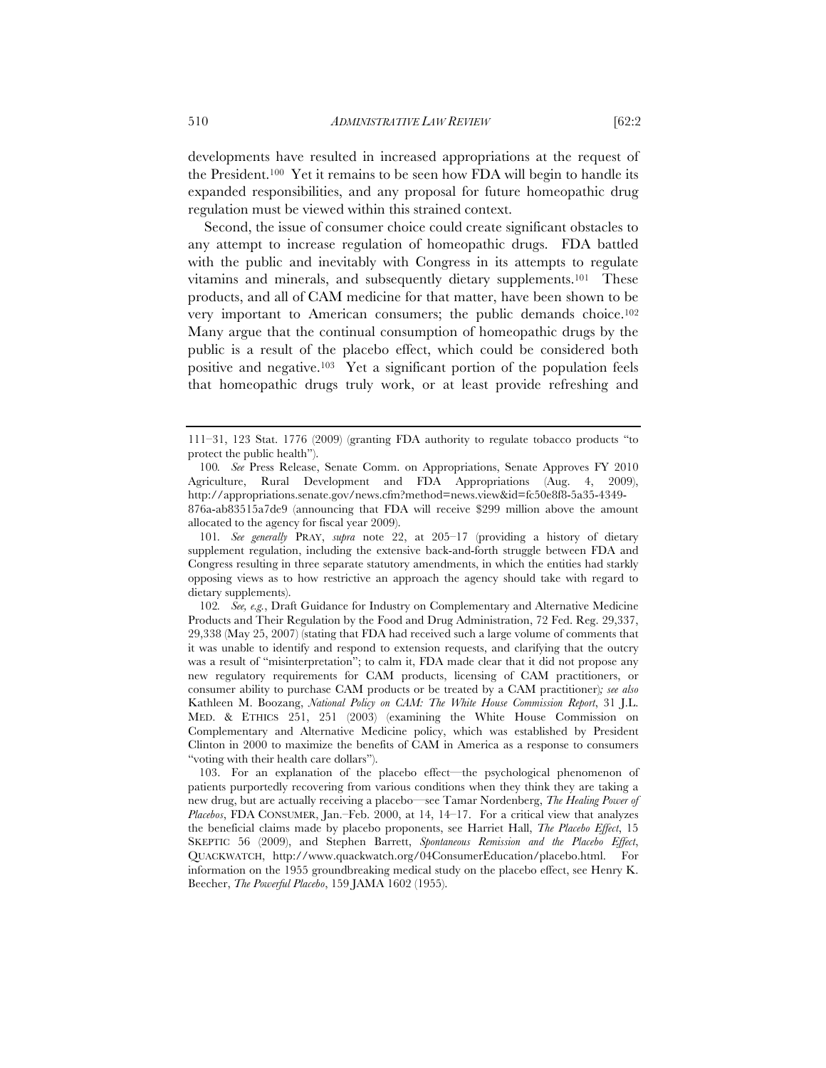developments have resulted in increased appropriations at the request of the President.[100] Yet it remains to be seen how FDA will begin to handle its expanded responsibilities, and any proposal for future homeopathic drug regulation must be viewed within this strained context.

Second, the issue of consumer choice could create significant obstacles to any attempt to increase regulation of homeopathic drugs. FDA battled with the public and inevitably with Congress in its attempts to regulate vitamins and minerals, and subsequently dietary supplements.[101] These products, and all of CAM medicine for that matter, have been shown to be very important to American consumers; the public demands choice.[102] Many argue that the continual consumption of homeopathic drugs by the public is a result of the placebo effect, which could be considered both positive and negative.[103] Yet a significant portion of the population feels that homeopathic drugs truly work, or at least provide refreshing and

---

111–31, 123 Stat. 1776 (2009) (granting FDA authority to regulate tobacco products "to protect the public health").

100. *See* Press Release, Senate Comm. on Appropriations, Senate Approves FY 2010 Agriculture, Rural Development and FDA Appropriations (Aug. 4, 2009), http://appropriations.senate.gov/news.cfm?method=news.view&id=fc50e8f8-5a35-4349-876a-ab83515a7de9 (announcing that FDA will receive $299 million above the amount allocated to the agency for fiscal year 2009).

101. *See generally* PRAY, *supra* note 22, at 205–17 (providing a history of dietary supplement regulation, including the extensive back-and-forth struggle between FDA and Congress resulting in three separate statutory amendments, in which the entities had starkly opposing views as to how restrictive an approach the agency should take with regard to dietary supplements).

102. *See, e.g.*, Draft Guidance for Industry on Complementary and Alternative Medicine Products and Their Regulation by the Food and Drug Administration, 72 Fed. Reg. 29,337, 29,338 (May 25, 2007) (stating that FDA had received such a large volume of comments that it was unable to identify and respond to extension requests, and clarifying that the outcry was a result of "misinterpretation"; to calm it, FDA made clear that it did not propose any new regulatory requirements for CAM products, licensing of CAM practitioners, or consumer ability to purchase CAM products or be treated by a CAM practitioner)*; see also* Kathleen M. Boozang, *National Policy on CAM: The White House Commission Report*, 31 J.L. MED. & ETHICS 251, 251 (2003) (examining the White House Commission on Complementary and Alternative Medicine policy, which was established by President Clinton in 2000 to maximize the benefits of CAM in America as a response to consumers "voting with their health care dollars").

103. For an explanation of the placebo effect—the psychological phenomenon of patients purportedly recovering from various conditions when they think they are taking a new drug, but are actually receiving a placebo—see Tamar Nordenberg, *The Healing Power of Placebos*, FDA CONSUMER, Jan.–Feb. 2000, at 14, 14–17. For a critical view that analyzes the beneficial claims made by placebo proponents, see Harriet Hall, *The Placebo Effect*, 15 SKEPTIC 56 (2009), and Stephen Barrett, *Spontaneous Remission and the Placebo Effect*, QUACKWATCH, http://www.quackwatch.org/04ConsumerEducation/placebo.html. For information on the 1955 groundbreaking medical study on the placebo effect, see Henry K. Beecher, *The Powerful Placebo*, 159 JAMA 1602 (1955).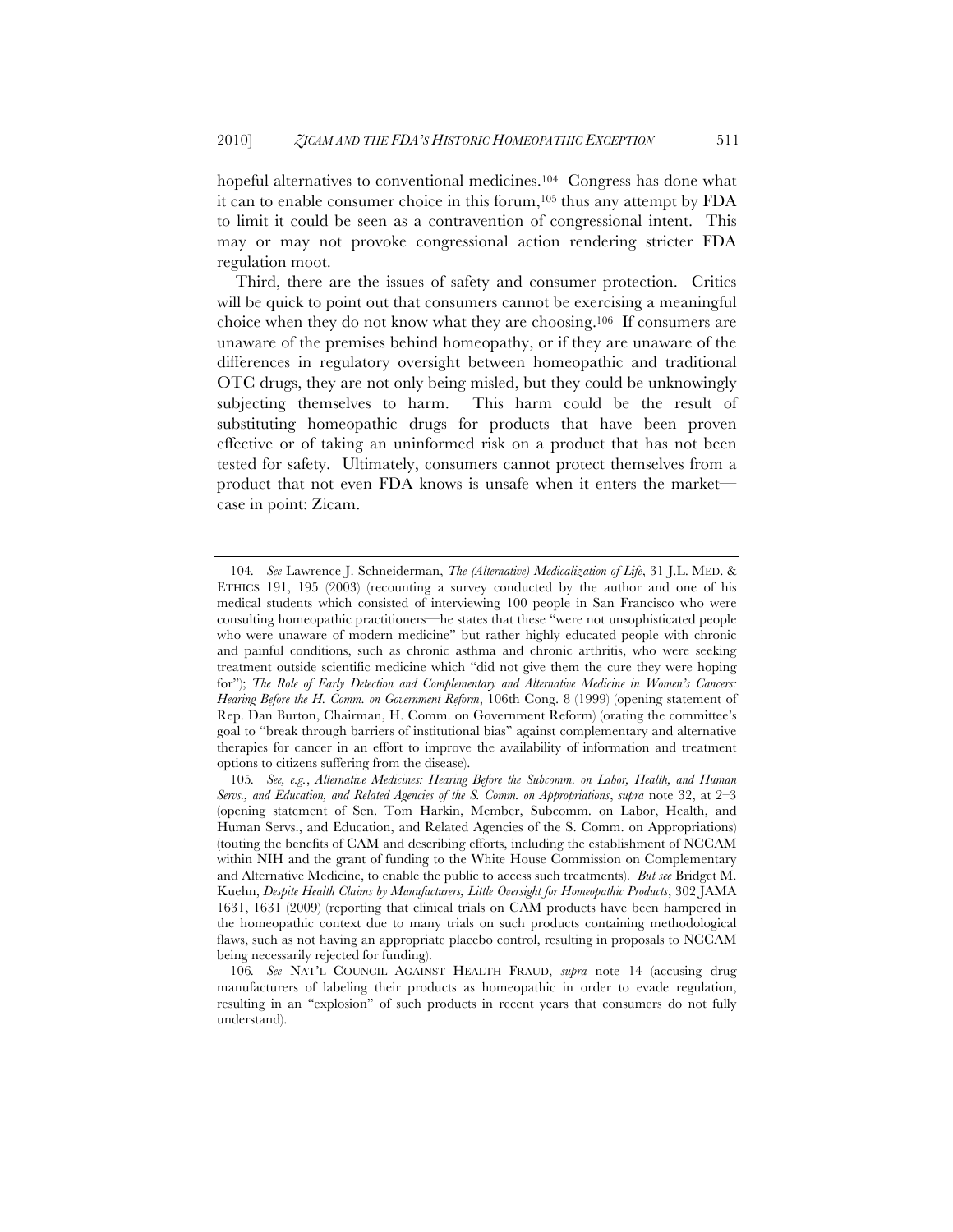hopeful alternatives to conventional medicines.[104] Congress has done what it can to enable consumer choice in this forum,[105] thus any attempt by FDA to limit it could be seen as a contravention of congressional intent. This may or may not provoke congressional action rendering stricter FDA regulation moot.

Third, there are the issues of safety and consumer protection. Critics will be quick to point out that consumers cannot be exercising a meaningful choice when they do not know what they are choosing.[106] If consumers are unaware of the premises behind homeopathy, or if they are unaware of the differences in regulatory oversight between homeopathic and traditional OTC drugs, they are not only being misled, but they could be unknowingly subjecting themselves to harm. This harm could be the result of substituting homeopathic drugs for products that have been proven effective or of taking an uninformed risk on a product that has not been tested for safety. Ultimately, consumers cannot protect themselves from a product that not even FDA knows is unsafe when it enters the market—case in point: Zicam.

---

104. *See* Lawrence J. Schneiderman, *The (Alternative) Medicalization of Life*, 31 J.L. MED. & ETHICS 191, 195 (2003) (recounting a survey conducted by the author and one of his medical students which consisted of interviewing 100 people in San Francisco who were consulting homeopathic practitioners—he states that these "were not unsophisticated people who were unaware of modern medicine" but rather highly educated people with chronic and painful conditions, such as chronic asthma and chronic arthritis, who were seeking treatment outside scientific medicine which "did not give them the cure they were hoping for"); *The Role of Early Detection and Complementary and Alternative Medicine in Women's Cancers: Hearing Before the H. Comm. on Government Reform*, 106th Cong. 8 (1999) (opening statement of Rep. Dan Burton, Chairman, H. Comm. on Government Reform) (orating the committee's goal to "break through barriers of institutional bias" against complementary and alternative therapies for cancer in an effort to improve the availability of information and treatment options to citizens suffering from the disease).

105. *See, e.g.*, *Alternative Medicines: Hearing Before the Subcomm. on Labor, Health, and Human Servs., and Education, and Related Agencies of the S. Comm. on Appropriations*, *supra* note 32, at 2–3 (opening statement of Sen. Tom Harkin, Member, Subcomm. on Labor, Health, and Human Servs., and Education, and Related Agencies of the S. Comm. on Appropriations) (touting the benefits of CAM and describing efforts, including the establishment of NCCAM within NIH and the grant of funding to the White House Commission on Complementary and Alternative Medicine, to enable the public to access such treatments). *But see* Bridget M. Kuehn, *Despite Health Claims by Manufacturers, Little Oversight for Homeopathic Products*, 302 JAMA 1631, 1631 (2009) (reporting that clinical trials on CAM products have been hampered in the homeopathic context due to many trials on such products containing methodological flaws, such as not having an appropriate placebo control, resulting in proposals to NCCAM being necessarily rejected for funding).

106. *See* NAT'L COUNCIL AGAINST HEALTH FRAUD, *supra* note 14 (accusing drug manufacturers of labeling their products as homeopathic in order to evade regulation, resulting in an "explosion" of such products in recent years that consumers do not fully understand).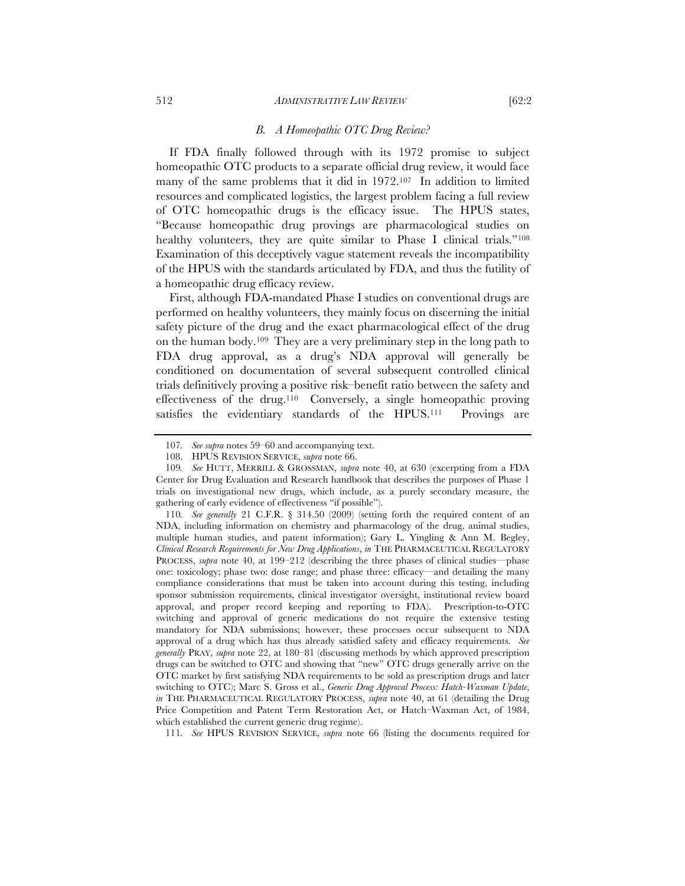### *B. A Homeopathic OTC Drug Review?*

If FDA finally followed through with its 1972 promise to subject homeopathic OTC products to a separate official drug review, it would face many of the same problems that it did in 1972.[107] In addition to limited resources and complicated logistics, the largest problem facing a full review of OTC homeopathic drugs is the efficacy issue. The HPUS states, "Because homeopathic drug provings are pharmacological studies on healthy volunteers, they are quite similar to Phase I clinical trials."[108] Examination of this deceptively vague statement reveals the incompatibility of the HPUS with the standards articulated by FDA, and thus the futility of a homeopathic drug efficacy review.

First, although FDA-mandated Phase I studies on conventional drugs are performed on healthy volunteers, they mainly focus on discerning the initial safety picture of the drug and the exact pharmacological effect of the drug on the human body.[109] They are a very preliminary step in the long path to FDA drug approval, as a drug's NDA approval will generally be conditioned on documentation of several subsequent controlled clinical trials definitively proving a positive risk–benefit ratio between the safety and effectiveness of the drug.[110] Conversely, a single homeopathic proving satisfies the evidentiary standards of the HPUS.[111] Provings are

---

107. *See supra* notes 59–60 and accompanying text.

108. HPUS REVISION SERVICE, *supra* note 66.

109. *See* HUTT, MERRILL & GROSSMAN, *supra* note 40, at 630 (excerpting from a FDA Center for Drug Evaluation and Research handbook that describes the purposes of Phase 1 trials on investigational new drugs, which include, as a purely secondary measure, the gathering of early evidence of effectiveness "if possible").

110. *See generally* 21 C.F.R. § 314.50 (2009) (setting forth the required content of an NDA, including information on chemistry and pharmacology of the drug, animal studies, multiple human studies, and patent information); Gary L. Yingling & Ann M. Begley, *Clinical Research Requirements for New Drug Applications*, *in* THE PHARMACEUTICAL REGULATORY PROCESS, *supra* note 40, at 199–212 (describing the three phases of clinical studies—phase one: toxicology; phase two: dose range; and phase three: efficacy—and detailing the many compliance considerations that must be taken into account during this testing, including sponsor submission requirements, clinical investigator oversight, institutional review board approval, and proper record keeping and reporting to FDA). Prescription-to-OTC switching and approval of generic medications do not require the extensive testing mandatory for NDA submissions; however, these processes occur subsequent to NDA approval of a drug which has thus already satisfied safety and efficacy requirements. *See generally* PRAY, *supra* note 22, at 180–81 (discussing methods by which approved prescription drugs can be switched to OTC and showing that "new" OTC drugs generally arrive on the OTC market by first satisfying NDA requirements to be sold as prescription drugs and later switching to OTC); Marc S. Gross et al., *Generic Drug Approval Process: Hatch-Waxman Update*, *in* THE PHARMACEUTICAL REGULATORY PROCESS, *supra* note 40, at 61 (detailing the Drug Price Competition and Patent Term Restoration Act, or Hatch–Waxman Act, of 1984, which established the current generic drug regime).

111. *See* HPUS REVISION SERVICE, *supra* note 66 (listing the documents required for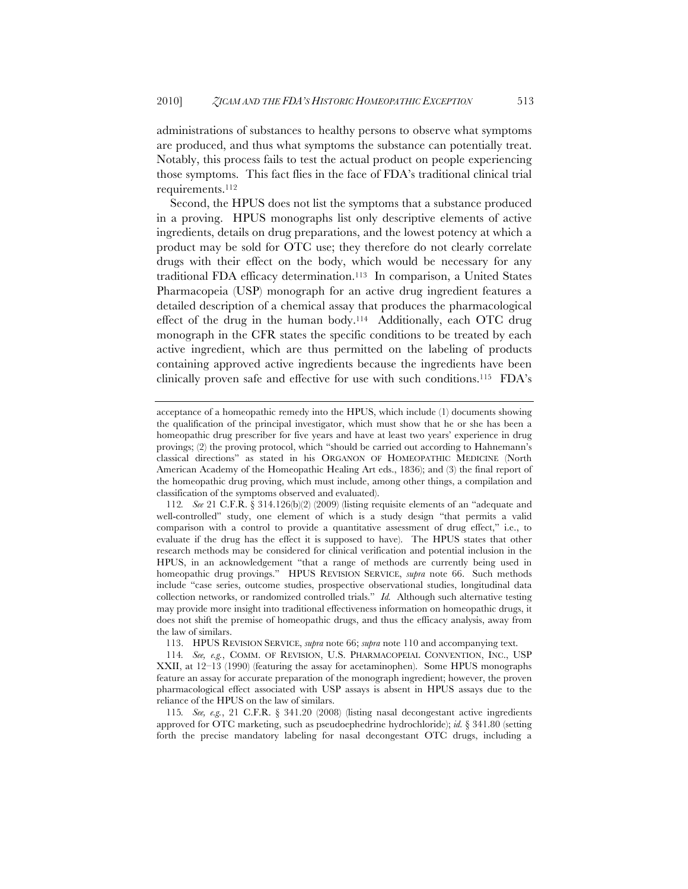administrations of substances to healthy persons to observe what symptoms are produced, and thus what symptoms the substance can potentially treat. Notably, this process fails to test the actual product on people experiencing those symptoms. This fact flies in the face of FDA's traditional clinical trial requirements.[112]

Second, the HPUS does not list the symptoms that a substance produced in a proving. HPUS monographs list only descriptive elements of active ingredients, details on drug preparations, and the lowest potency at which a product may be sold for OTC use; they therefore do not clearly correlate drugs with their effect on the body, which would be necessary for any traditional FDA efficacy determination.[113] In comparison, a United States Pharmacopeia (USP) monograph for an active drug ingredient features a detailed description of a chemical assay that produces the pharmacological effect of the drug in the human body.[114] Additionally, each OTC drug monograph in the CFR states the specific conditions to be treated by each active ingredient, which are thus permitted on the labeling of products containing approved active ingredients because the ingredients have been clinically proven safe and effective for use with such conditions.[115] FDA's

---

acceptance of a homeopathic remedy into the HPUS, which include (1) documents showing the qualification of the principal investigator, which must show that he or she has been a homeopathic drug prescriber for five years and have at least two years' experience in drug provings; (2) the proving protocol, which "should be carried out according to Hahnemann's classical directions" as stated in his ORGANON OF HOMEOPATHIC MEDICINE (North American Academy of the Homeopathic Healing Art eds., 1836); and (3) the final report of the homeopathic drug proving, which must include, among other things, a compilation and classification of the symptoms observed and evaluated).

112. *See* 21 C.F.R. § 314.126(b)(2) (2009) (listing requisite elements of an "adequate and well-controlled" study, one element of which is a study design "that permits a valid comparison with a control to provide a quantitative assessment of drug effect," i.e., to evaluate if the drug has the effect it is supposed to have). The HPUS states that other research methods may be considered for clinical verification and potential inclusion in the HPUS, in an acknowledgement "that a range of methods are currently being used in homeopathic drug provings." HPUS REVISION SERVICE, *supra* note 66. Such methods include "case series, outcome studies, prospective observational studies, longitudinal data collection networks, or randomized controlled trials." *Id.* Although such alternative testing may provide more insight into traditional effectiveness information on homeopathic drugs, it does not shift the premise of homeopathic drugs, and thus the efficacy analysis, away from the law of similars.

113. HPUS REVISION SERVICE, *supra* note 66; *supra* note 110 and accompanying text.

114. *See, e.g.*, COMM. OF REVISION, U.S. PHARMACOPEIAL CONVENTION, INC., USP XXII, at 12–13 (1990) (featuring the assay for acetaminophen). Some HPUS monographs feature an assay for accurate preparation of the monograph ingredient; however, the proven pharmacological effect associated with USP assays is absent in HPUS assays due to the reliance of the HPUS on the law of similars.

115. *See, e.g.*, 21 C.F.R. § 341.20 (2008) (listing nasal decongestant active ingredients approved for OTC marketing, such as pseudoephedrine hydrochloride); *id.* § 341.80 (setting forth the precise mandatory labeling for nasal decongestant OTC drugs, including a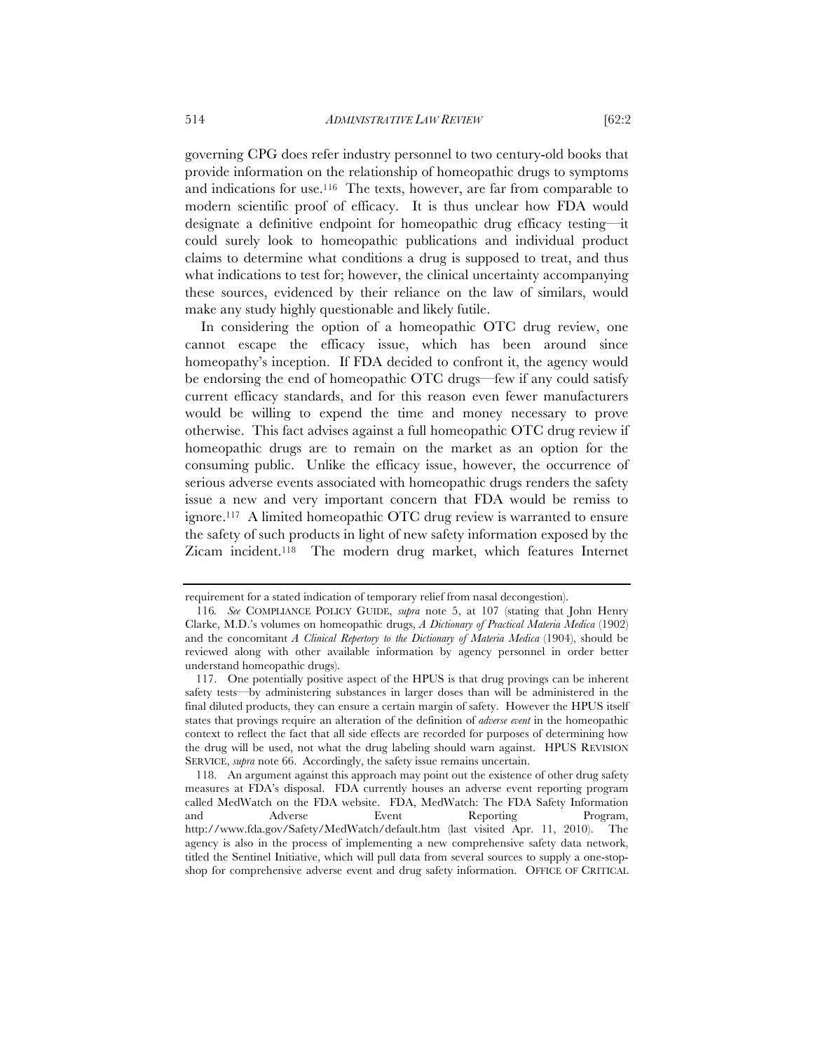governing CPG does refer industry personnel to two century-old books that provide information on the relationship of homeopathic drugs to symptoms and indications for use.[116] The texts, however, are far from comparable to modern scientific proof of efficacy. It is thus unclear how FDA would designate a definitive endpoint for homeopathic drug efficacy testing—it could surely look to homeopathic publications and individual product claims to determine what conditions a drug is supposed to treat, and thus what indications to test for; however, the clinical uncertainty accompanying these sources, evidenced by their reliance on the law of similars, would make any study highly questionable and likely futile.

In considering the option of a homeopathic OTC drug review, one cannot escape the efficacy issue, which has been around since homeopathy's inception. If FDA decided to confront it, the agency would be endorsing the end of homeopathic OTC drugs—few if any could satisfy current efficacy standards, and for this reason even fewer manufacturers would be willing to expend the time and money necessary to prove otherwise. This fact advises against a full homeopathic OTC drug review if homeopathic drugs are to remain on the market as an option for the consuming public. Unlike the efficacy issue, however, the occurrence of serious adverse events associated with homeopathic drugs renders the safety issue a new and very important concern that FDA would be remiss to ignore.[117] A limited homeopathic OTC drug review is warranted to ensure the safety of such products in light of new safety information exposed by the Zicam incident.[118] The modern drug market, which features Internet

---

requirement for a stated indication of temporary relief from nasal decongestion).

116. *See* COMPLIANCE POLICY GUIDE, *supra* note 5, at 107 (stating that John Henry Clarke, M.D.'s volumes on homeopathic drugs, *A Dictionary of Practical Materia Medica* (1902) and the concomitant *A Clinical Repertory to the Dictionary of Materia Medica* (1904), should be reviewed along with other available information by agency personnel in order better understand homeopathic drugs).

117. One potentially positive aspect of the HPUS is that drug provings can be inherent safety tests—by administering substances in larger doses than will be administered in the final diluted products, they can ensure a certain margin of safety. However the HPUS itself states that provings require an alteration of the definition of *adverse event* in the homeopathic context to reflect the fact that all side effects are recorded for purposes of determining how the drug will be used, not what the drug labeling should warn against. HPUS REVISION SERVICE, *supra* note 66. Accordingly, the safety issue remains uncertain.

118. An argument against this approach may point out the existence of other drug safety measures at FDA's disposal. FDA currently houses an adverse event reporting program called MedWatch on the FDA website. FDA, MedWatch: The FDA Safety Information and Adverse Event Reporting Program, http://www.fda.gov/Safety/MedWatch/default.htm (last visited Apr. 11, 2010). The agency is also in the process of implementing a new comprehensive safety data network, titled the Sentinel Initiative, which will pull data from several sources to supply a one-stop-shop for comprehensive adverse event and drug safety information. OFFICE OF CRITICAL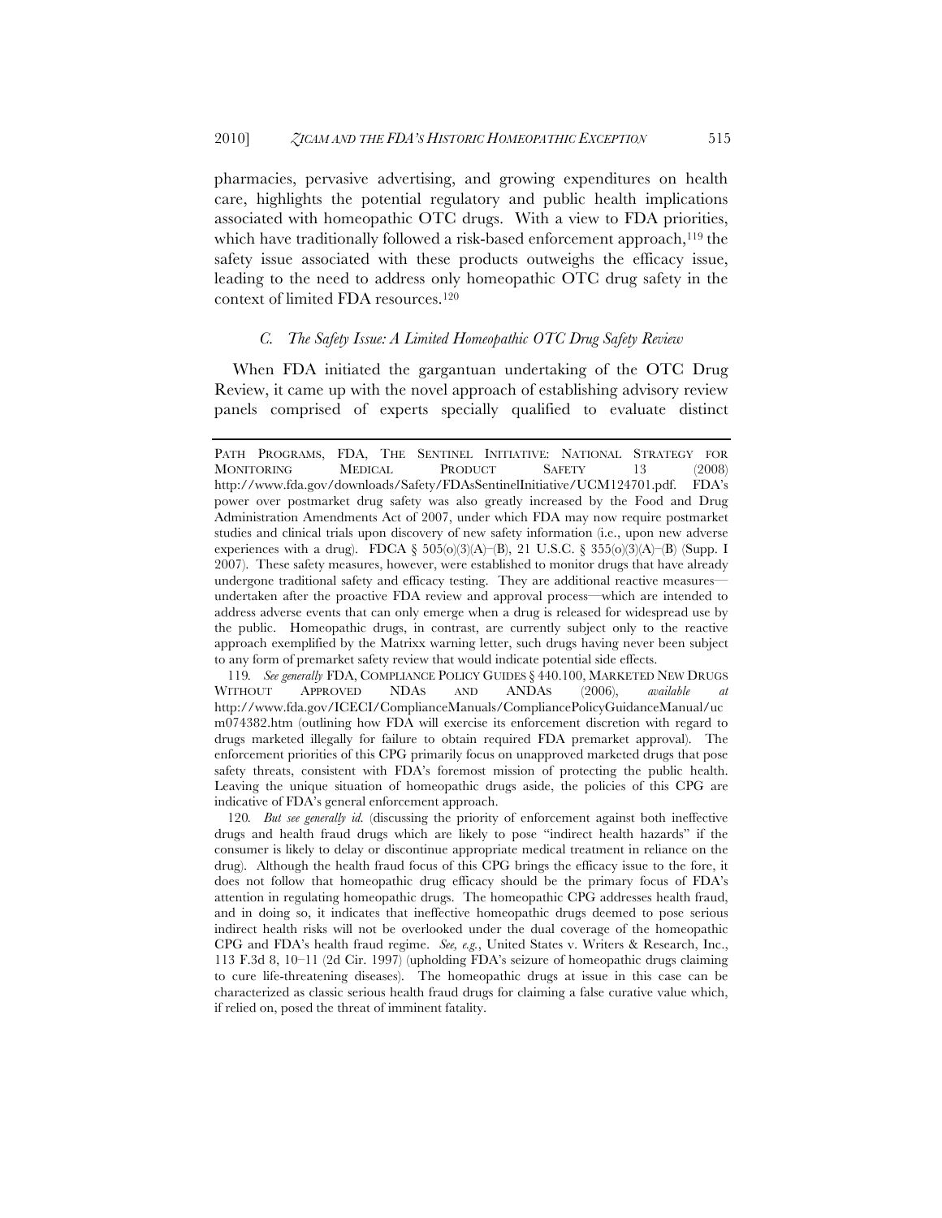pharmacies, pervasive advertising, and growing expenditures on health care, highlights the potential regulatory and public health implications associated with homeopathic OTC drugs. With a view to FDA priorities, which have traditionally followed a risk-based enforcement approach,[119] the safety issue associated with these products outweighs the efficacy issue, leading to the need to address only homeopathic OTC drug safety in the context of limited FDA resources.[120]

### *C. The Safety Issue: A Limited Homeopathic OTC Drug Safety Review*

When FDA initiated the gargantuan undertaking of the OTC Drug Review, it came up with the novel approach of establishing advisory review panels comprised of experts specially qualified to evaluate distinct

---

PATH PROGRAMS, FDA, THE SENTINEL INITIATIVE: NATIONAL STRATEGY FOR MONITORING MEDICAL PRODUCT SAFETY 13 (2008) http://www.fda.gov/downloads/Safety/FDAsSentinelInitiative/UCM124701.pdf. FDA's power over postmarket drug safety was also greatly increased by the Food and Drug Administration Amendments Act of 2007, under which FDA may now require postmarket studies and clinical trials upon discovery of new safety information (i.e., upon new adverse experiences with a drug). FDCA § 505(o)(3)(A)–(B), 21 U.S.C. § 355(o)(3)(A)–(B) (Supp. I 2007). These safety measures, however, were established to monitor drugs that have already undergone traditional safety and efficacy testing. They are additional reactive measures—undertaken after the proactive FDA review and approval process—which are intended to address adverse events that can only emerge when a drug is released for widespread use by the public. Homeopathic drugs, in contrast, are currently subject only to the reactive approach exemplified by the Matrixx warning letter, such drugs having never been subject to any form of premarket safety review that would indicate potential side effects.

119. *See generally* FDA, COMPLIANCE POLICY GUIDES § 440.100, MARKETED NEW DRUGS WITHOUT APPROVED NDAS AND ANDAS (2006), *available at* http://www.fda.gov/ICECI/ComplianceManuals/CompliancePolicyGuidanceManual/ucm074382.htm (outlining how FDA will exercise its enforcement discretion with regard to drugs marketed illegally for failure to obtain required FDA premarket approval). The enforcement priorities of this CPG primarily focus on unapproved marketed drugs that pose safety threats, consistent with FDA's foremost mission of protecting the public health. Leaving the unique situation of homeopathic drugs aside, the policies of this CPG are indicative of FDA's general enforcement approach.

120. *But see generally id.* (discussing the priority of enforcement against both ineffective drugs and health fraud drugs which are likely to pose "indirect health hazards" if the consumer is likely to delay or discontinue appropriate medical treatment in reliance on the drug). Although the health fraud focus of this CPG brings the efficacy issue to the fore, it does not follow that homeopathic drug efficacy should be the primary focus of FDA's attention in regulating homeopathic drugs. The homeopathic CPG addresses health fraud, and in doing so, it indicates that ineffective homeopathic drugs deemed to pose serious indirect health risks will not be overlooked under the dual coverage of the homeopathic CPG and FDA's health fraud regime. *See, e.g.*, United States v. Writers & Research, Inc., 113 F.3d 8, 10–11 (2d Cir. 1997) (upholding FDA's seizure of homeopathic drugs claiming to cure life-threatening diseases). The homeopathic drugs at issue in this case can be characterized as classic serious health fraud drugs for claiming a false curative value which, if relied on, posed the threat of imminent fatality.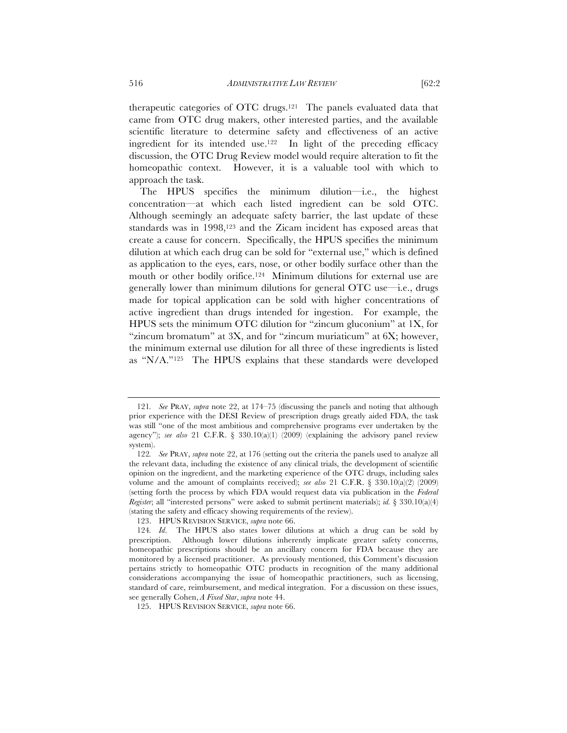therapeutic categories of OTC drugs.[121] The panels evaluated data that came from OTC drug makers, other interested parties, and the available scientific literature to determine safety and effectiveness of an active ingredient for its intended use.[122] In light of the preceding efficacy discussion, the OTC Drug Review model would require alteration to fit the homeopathic context. However, it is a valuable tool with which to approach the task.

The HPUS specifies the minimum dilution—i.e., the highest concentration—at which each listed ingredient can be sold OTC. Although seemingly an adequate safety barrier, the last update of these standards was in 1998,[123] and the Zicam incident has exposed areas that create a cause for concern. Specifically, the HPUS specifies the minimum dilution at which each drug can be sold for "external use," which is defined as application to the eyes, ears, nose, or other bodily surface other than the mouth or other bodily orifice.[124] Minimum dilutions for external use are generally lower than minimum dilutions for general OTC use—i.e., drugs made for topical application can be sold with higher concentrations of active ingredient than drugs intended for ingestion. For example, the HPUS sets the minimum OTC dilution for "zincum gluconium" at 1X, for "zincum bromatum" at 3X, and for "zincum muriaticum" at 6X; however, the minimum external use dilution for all three of these ingredients is listed as "N/A."[125] The HPUS explains that these standards were developed

---

121. *See* PRAY, *supra* note 22, at 174–75 (discussing the panels and noting that although prior experience with the DESI Review of prescription drugs greatly aided FDA, the task was still "one of the most ambitious and comprehensive programs ever undertaken by the agency"); *see also* 21 C.F.R. § 330.10(a)(1) (2009) (explaining the advisory panel review system).

122. *See* PRAY, *supra* note 22, at 176 (setting out the criteria the panels used to analyze all the relevant data, including the existence of any clinical trials, the development of scientific opinion on the ingredient, and the marketing experience of the OTC drugs, including sales volume and the amount of complaints received); *see also* 21 C.F.R. § 330.10(a)(2) (2009) (setting forth the process by which FDA would request data via publication in the *Federal Register*; all "interested persons" were asked to submit pertinent materials); *id.* § 330.10(a)(4) (stating the safety and efficacy showing requirements of the review).

123. HPUS REVISION SERVICE, *supra* note 66.

124. *Id.* The HPUS also states lower dilutions at which a drug can be sold by prescription. Although lower dilutions inherently implicate greater safety concerns, homeopathic prescriptions should be an ancillary concern for FDA because they are monitored by a licensed practitioner. As previously mentioned, this Comment's discussion pertains strictly to homeopathic OTC products in recognition of the many additional considerations accompanying the issue of homeopathic practitioners, such as licensing, standard of care, reimbursement, and medical integration. For a discussion on these issues, see generally Cohen, *A Fixed Star*, *supra* note 44.

125. HPUS REVISION SERVICE, *supra* note 66.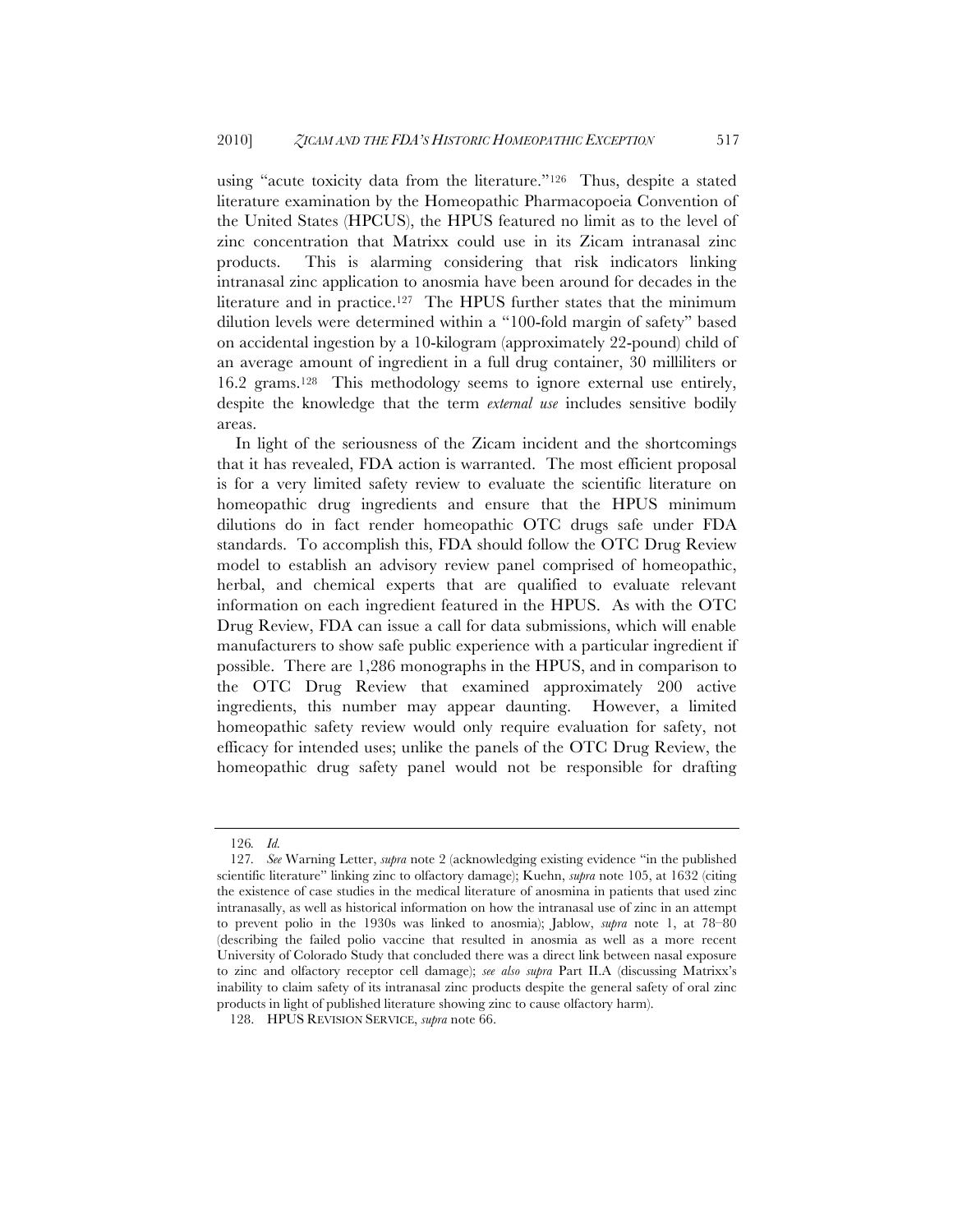using "acute toxicity data from the literature."[126] Thus, despite a stated literature examination by the Homeopathic Pharmacopoeia Convention of the United States (HPCUS), the HPUS featured no limit as to the level of zinc concentration that Matrixx could use in its Zicam intranasal zinc products. This is alarming considering that risk indicators linking intranasal zinc application to anosmia have been around for decades in the literature and in practice.[127] The HPUS further states that the minimum dilution levels were determined within a "100-fold margin of safety" based on accidental ingestion by a 10-kilogram (approximately 22-pound) child of an average amount of ingredient in a full drug container, 30 milliliters or 16.2 grams.[128] This methodology seems to ignore external use entirely, despite the knowledge that the term *external use* includes sensitive bodily areas.

In light of the seriousness of the Zicam incident and the shortcomings that it has revealed, FDA action is warranted. The most efficient proposal is for a very limited safety review to evaluate the scientific literature on homeopathic drug ingredients and ensure that the HPUS minimum dilutions do in fact render homeopathic OTC drugs safe under FDA standards. To accomplish this, FDA should follow the OTC Drug Review model to establish an advisory review panel comprised of homeopathic, herbal, and chemical experts that are qualified to evaluate relevant information on each ingredient featured in the HPUS. As with the OTC Drug Review, FDA can issue a call for data submissions, which will enable manufacturers to show safe public experience with a particular ingredient if possible. There are 1,286 monographs in the HPUS, and in comparison to the OTC Drug Review that examined approximately 200 active ingredients, this number may appear daunting. However, a limited homeopathic safety review would only require evaluation for safety, not efficacy for intended uses; unlike the panels of the OTC Drug Review, the homeopathic drug safety panel would not be responsible for drafting

---

126. *Id.*

127. *See* Warning Letter, *supra* note 2 (acknowledging existing evidence "in the published scientific literature" linking zinc to olfactory damage); Kuehn, *supra* note 105, at 1632 (citing the existence of case studies in the medical literature of anosmina in patients that used zinc intranasally, as well as historical information on how the intranasal use of zinc in an attempt to prevent polio in the 1930s was linked to anosmia); Jablow, *supra* note 1, at 78–80 (describing the failed polio vaccine that resulted in anosmia as well as a more recent University of Colorado Study that concluded there was a direct link between nasal exposure to zinc and olfactory receptor cell damage); *see also supra* Part II.A (discussing Matrixx's inability to claim safety of its intranasal zinc products despite the general safety of oral zinc products in light of published literature showing zinc to cause olfactory harm).

128. HPUS REVISION SERVICE, *supra* note 66.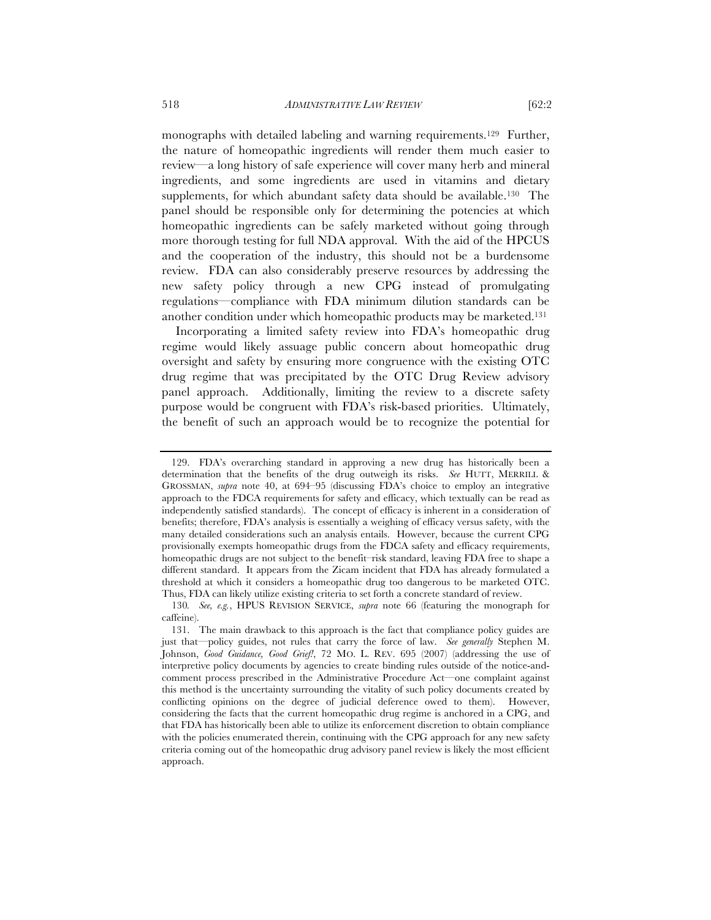monographs with detailed labeling and warning requirements.[129] Further, the nature of homeopathic ingredients will render them much easier to review—a long history of safe experience will cover many herb and mineral ingredients, and some ingredients are used in vitamins and dietary supplements, for which abundant safety data should be available.[130] The panel should be responsible only for determining the potencies at which homeopathic ingredients can be safely marketed without going through more thorough testing for full NDA approval. With the aid of the HPCUS and the cooperation of the industry, this should not be a burdensome review. FDA can also considerably preserve resources by addressing the new safety policy through a new CPG instead of promulgating regulations—compliance with FDA minimum dilution standards can be another condition under which homeopathic products may be marketed.[131]

Incorporating a limited safety review into FDA's homeopathic drug regime would likely assuage public concern about homeopathic drug oversight and safety by ensuring more congruence with the existing OTC drug regime that was precipitated by the OTC Drug Review advisory panel approach. Additionally, limiting the review to a discrete safety purpose would be congruent with FDA's risk-based priorities. Ultimately, the benefit of such an approach would be to recognize the potential for

---

129. FDA's overarching standard in approving a new drug has historically been a determination that the benefits of the drug outweigh its risks. *See* HUTT, MERRILL & GROSSMAN, *supra* note 40, at 694–95 (discussing FDA's choice to employ an integrative approach to the FDCA requirements for safety and efficacy, which textually can be read as independently satisfied standards). The concept of efficacy is inherent in a consideration of benefits; therefore, FDA's analysis is essentially a weighing of efficacy versus safety, with the many detailed considerations such an analysis entails. However, because the current CPG provisionally exempts homeopathic drugs from the FDCA safety and efficacy requirements, homeopathic drugs are not subject to the benefit–risk standard, leaving FDA free to shape a different standard. It appears from the Zicam incident that FDA has already formulated a threshold at which it considers a homeopathic drug too dangerous to be marketed OTC. Thus, FDA can likely utilize existing criteria to set forth a concrete standard of review.

130. *See, e.g.*, HPUS REVISION SERVICE, *supra* note 66 (featuring the monograph for caffeine).

131. The main drawback to this approach is the fact that compliance policy guides are just that—policy guides, not rules that carry the force of law. *See generally* Stephen M. Johnson, *Good Guidance, Good Grief!*, 72 MO. L. REV. 695 (2007) (addressing the use of interpretive policy documents by agencies to create binding rules outside of the notice-and-comment process prescribed in the Administrative Procedure Act—one complaint against this method is the uncertainty surrounding the vitality of such policy documents created by conflicting opinions on the degree of judicial deference owed to them). However, considering the facts that the current homeopathic drug regime is anchored in a CPG, and that FDA has historically been able to utilize its enforcement discretion to obtain compliance with the policies enumerated therein, continuing with the CPG approach for any new safety criteria coming out of the homeopathic drug advisory panel review is likely the most efficient approach.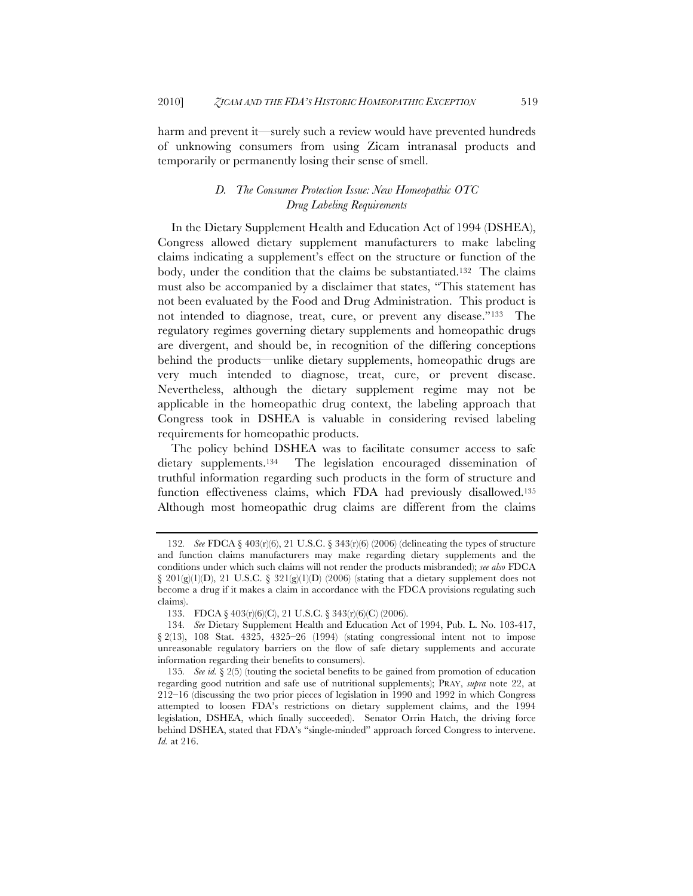harm and prevent it—surely such a review would have prevented hundreds of unknowing consumers from using Zicam intranasal products and temporarily or permanently losing their sense of smell.

### *D. The Consumer Protection Issue: New Homeopathic OTC Drug Labeling Requirements*

In the Dietary Supplement Health and Education Act of 1994 (DSHEA), Congress allowed dietary supplement manufacturers to make labeling claims indicating a supplement's effect on the structure or function of the body, under the condition that the claims be substantiated.[132] The claims must also be accompanied by a disclaimer that states, "This statement has not been evaluated by the Food and Drug Administration. This product is not intended to diagnose, treat, cure, or prevent any disease."[133] The regulatory regimes governing dietary supplements and homeopathic drugs are divergent, and should be, in recognition of the differing conceptions behind the products—unlike dietary supplements, homeopathic drugs are very much intended to diagnose, treat, cure, or prevent disease. Nevertheless, although the dietary supplement regime may not be applicable in the homeopathic drug context, the labeling approach that Congress took in DSHEA is valuable in considering revised labeling requirements for homeopathic products.

The policy behind DSHEA was to facilitate consumer access to safe dietary supplements.[134] The legislation encouraged dissemination of truthful information regarding such products in the form of structure and function effectiveness claims, which FDA had previously disallowed.[135] Although most homeopathic drug claims are different from the claims

---

132. *See* FDCA § 403(r)(6), 21 U.S.C. § 343(r)(6) (2006) (delineating the types of structure and function claims manufacturers may make regarding dietary supplements and the conditions under which such claims will not render the products misbranded); *see also* FDCA § 201(g)(1)(D), 21 U.S.C. § 321(g)(1)(D) (2006) (stating that a dietary supplement does not become a drug if it makes a claim in accordance with the FDCA provisions regulating such claims).

133. FDCA § 403(r)(6)(C), 21 U.S.C. § 343(r)(6)(C) (2006).

134. *See* Dietary Supplement Health and Education Act of 1994, Pub. L. No. 103-417, § 2(13), 108 Stat. 4325, 4325–26 (1994) (stating congressional intent not to impose unreasonable regulatory barriers on the flow of safe dietary supplements and accurate information regarding their benefits to consumers).

135. *See id.* § 2(5) (touting the societal benefits to be gained from promotion of education regarding good nutrition and safe use of nutritional supplements); PRAY, *supra* note 22, at 212–16 (discussing the two prior pieces of legislation in 1990 and 1992 in which Congress attempted to loosen FDA's restrictions on dietary supplement claims, and the 1994 legislation, DSHEA, which finally succeeded). Senator Orrin Hatch, the driving force behind DSHEA, stated that FDA's "single-minded" approach forced Congress to intervene. *Id.* at 216.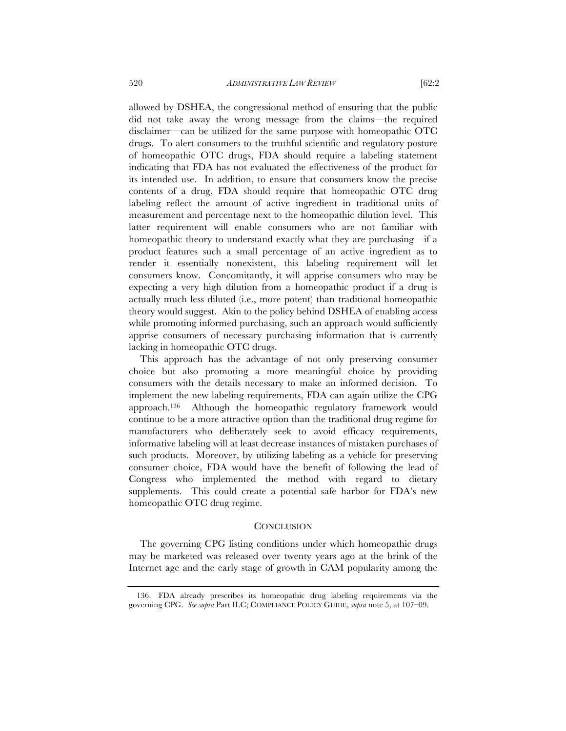allowed by DSHEA, the congressional method of ensuring that the public did not take away the wrong message from the claims—the required disclaimer—can be utilized for the same purpose with homeopathic OTC drugs. To alert consumers to the truthful scientific and regulatory posture of homeopathic OTC drugs, FDA should require a labeling statement indicating that FDA has not evaluated the effectiveness of the product for its intended use. In addition, to ensure that consumers know the precise contents of a drug, FDA should require that homeopathic OTC drug labeling reflect the amount of active ingredient in traditional units of measurement and percentage next to the homeopathic dilution level. This latter requirement will enable consumers who are not familiar with homeopathic theory to understand exactly what they are purchasing—if a product features such a small percentage of an active ingredient as to render it essentially nonexistent, this labeling requirement will let consumers know. Concomitantly, it will apprise consumers who may be expecting a very high dilution from a homeopathic product if a drug is actually much less diluted (i.e., more potent) than traditional homeopathic theory would suggest. Akin to the policy behind DSHEA of enabling access while promoting informed purchasing, such an approach would sufficiently apprise consumers of necessary purchasing information that is currently lacking in homeopathic OTC drugs.

This approach has the advantage of not only preserving consumer choice but also promoting a more meaningful choice by providing consumers with the details necessary to make an informed decision. To implement the new labeling requirements, FDA can again utilize the CPG approach.[136] Although the homeopathic regulatory framework would continue to be a more attractive option than the traditional drug regime for manufacturers who deliberately seek to avoid efficacy requirements, informative labeling will at least decrease instances of mistaken purchases of such products. Moreover, by utilizing labeling as a vehicle for preserving consumer choice, FDA would have the benefit of following the lead of Congress who implemented the method with regard to dietary supplements. This could create a potential safe harbor for FDA's new homeopathic OTC drug regime.

## CONCLUSION

The governing CPG listing conditions under which homeopathic drugs may be marketed was released over twenty years ago at the brink of the Internet age and the early stage of growth in CAM popularity among the

---

136. FDA already prescribes its homeopathic drug labeling requirements via the governing CPG. *See supra* Part II.C; COMPLIANCE POLICY GUIDE, *supra* note 5, at 107–09.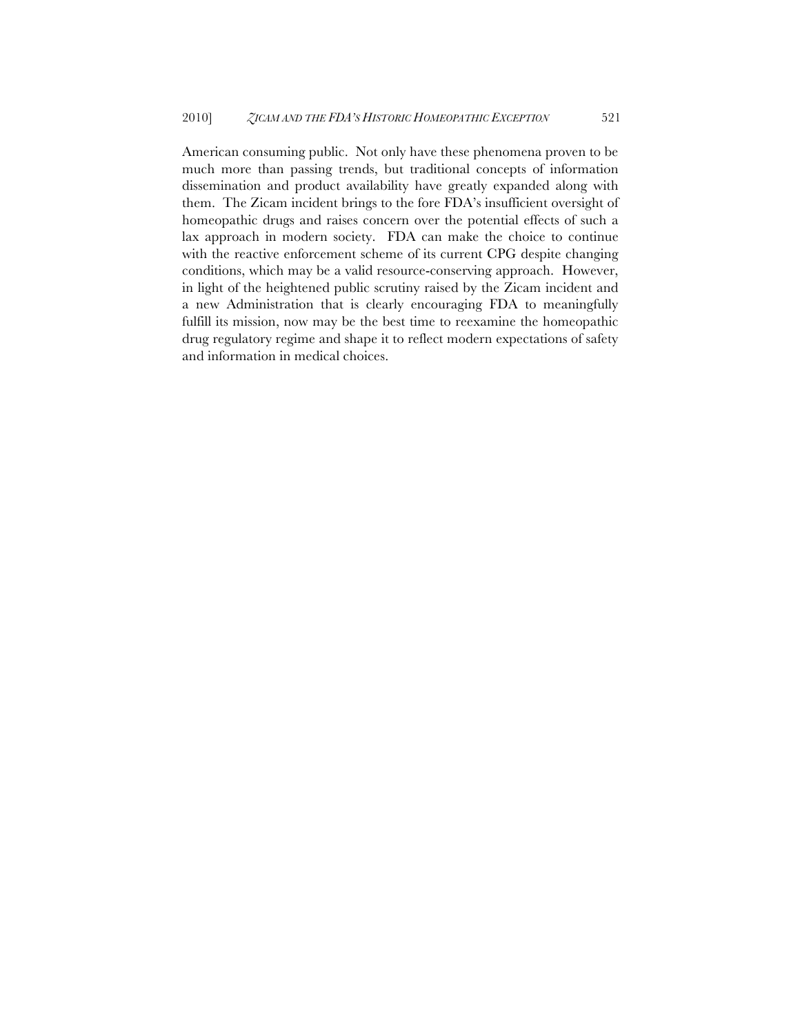American consuming public. Not only have these phenomena proven to be much more than passing trends, but traditional concepts of information dissemination and product availability have greatly expanded along with them. The Zicam incident brings to the fore FDA's insufficient oversight of homeopathic drugs and raises concern over the potential effects of such a lax approach in modern society. FDA can make the choice to continue with the reactive enforcement scheme of its current CPG despite changing conditions, which may be a valid resource-conserving approach. However, in light of the heightened public scrutiny raised by the Zicam incident and a new Administration that is clearly encouraging FDA to meaningfully fulfill its mission, now may be the best time to reexamine the homeopathic drug regulatory regime and shape it to reflect modern expectations of safety and information in medical choices.